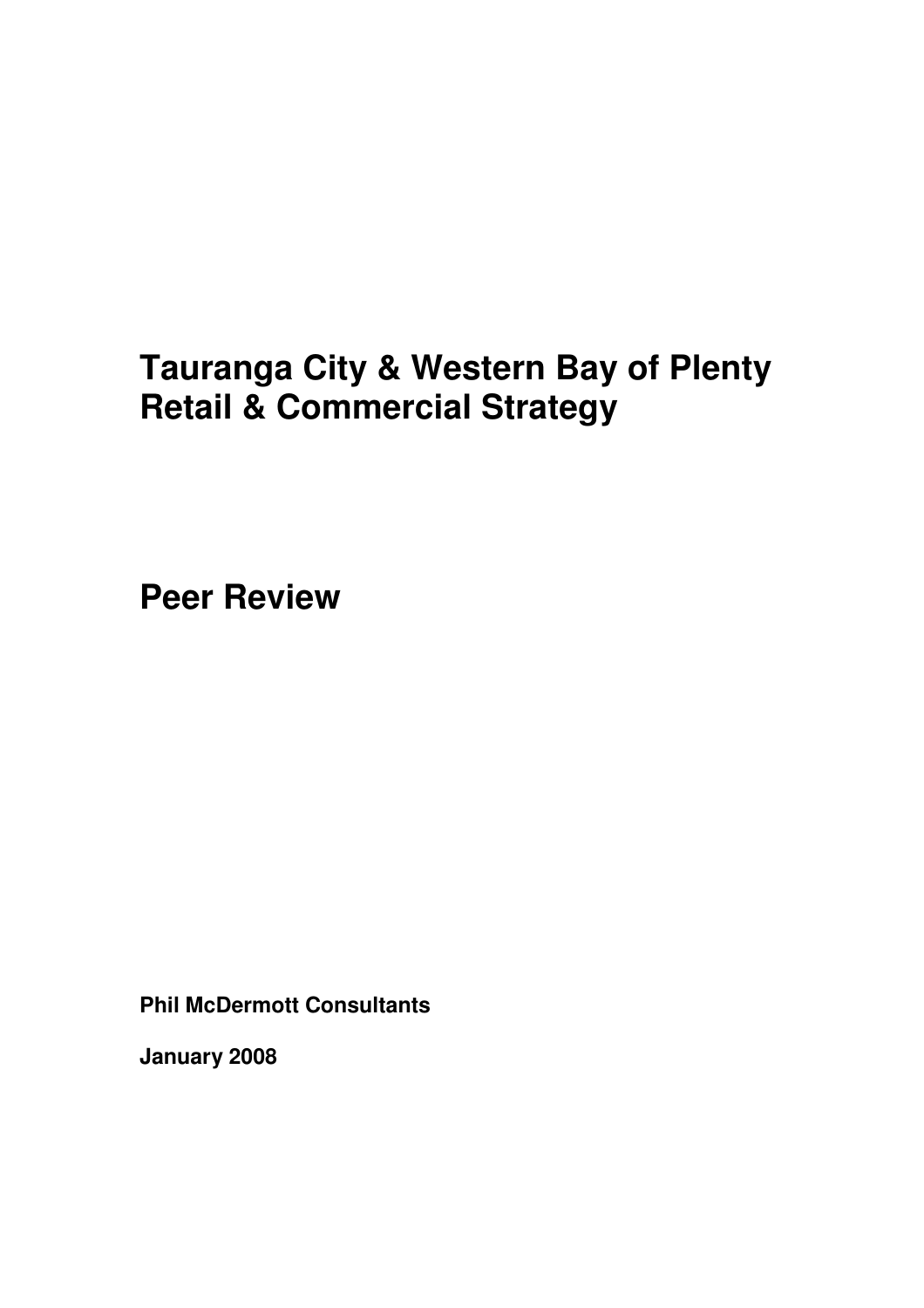# Tauranga City & Western Bay of Plenty Retail & Commercial Strategy

# Peer Review

**Phil McDermott Consultants**

**January 2008**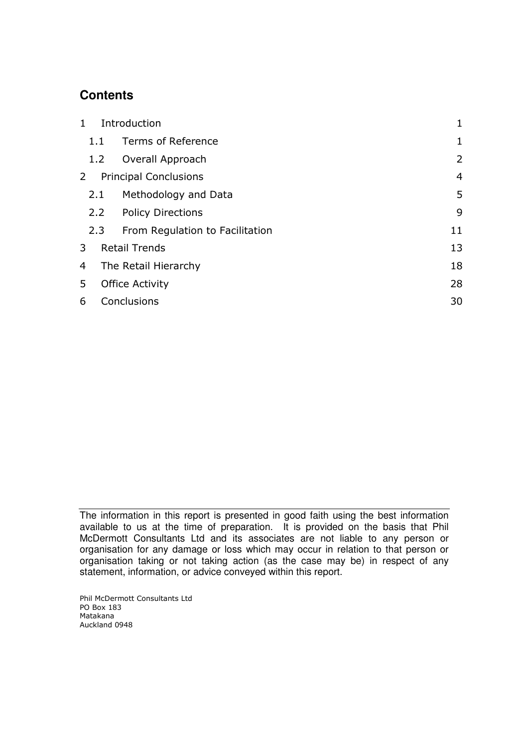## Contents

| | | |
|---|---|---|
| 1 | Introduction | 1 |
| 1.1 | Terms of Reference | 1 |
| 1.2 | Overall Approach | 2 |
| 2 | Principal Conclusions | 4 |
| 2.1 | Methodology and Data | 5 |
| 2.2 | Policy Directions | 9 |
| 2.3 | From Regulation to Facilitation | 11 |
| 3 | Retail Trends | 13 |
| 4 | The Retail Hierarchy | 18 |
| 5 | Office Activity | 28 |
| 6 | Conclusions | 30 |

---

The information in this report is presented in good faith using the best information available to us at the time of preparation. It is provided on the basis that Phil McDermott Consultants Ltd and its associates are not liable to any person or organisation for any damage or loss which may occur in relation to that person or organisation taking or not taking action (as the case may be) in respect of any statement, information, or advice conveyed within this report.

Phil McDermott Consultants Ltd
PO Box 183
Matakana
Auckland 0948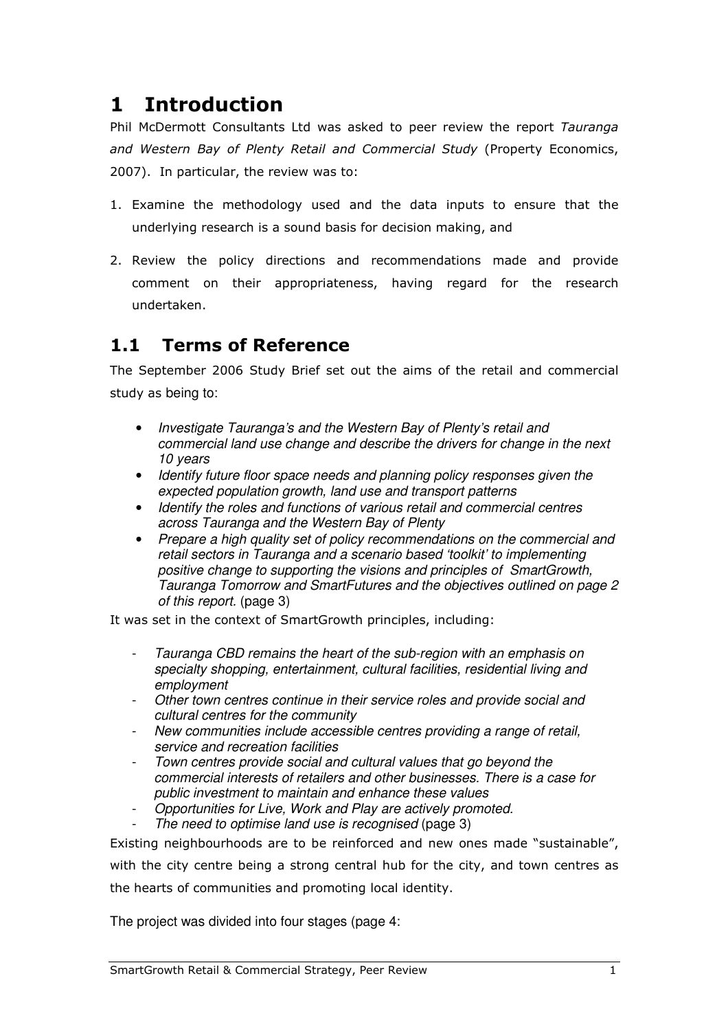# 1 Introduction

Phil McDermott Consultants Ltd was asked to peer review the report *Tauranga and Western Bay of Plenty Retail and Commercial Study* (Property Economics, 2007). In particular, the review was to:

1. Examine the methodology used and the data inputs to ensure that the underlying research is a sound basis for decision making, and

2. Review the policy directions and recommendations made and provide comment on their appropriateness, having regard for the research undertaken.

## 1.1 Terms of Reference

The September 2006 Study Brief set out the aims of the retail and commercial study as being to:

- *Investigate Tauranga's and the Western Bay of Plenty's retail and commercial land use change and describe the drivers for change in the next 10 years*
- *Identify future floor space needs and planning policy responses given the expected population growth, land use and transport patterns*
- *Identify the roles and functions of various retail and commercial centres across Tauranga and the Western Bay of Plenty*
- *Prepare a high quality set of policy recommendations on the commercial and retail sectors in Tauranga and a scenario based 'toolkit' to implementing positive change to supporting the visions and principles of SmartGrowth, Tauranga Tomorrow and SmartFutures and the objectives outlined on page 2 of this report.* (page 3)

It was set in the context of SmartGrowth principles, including:

- *Tauranga CBD remains the heart of the sub-region with an emphasis on specialty shopping, entertainment, cultural facilities, residential living and employment*
- *Other town centres continue in their service roles and provide social and cultural centres for the community*
- *New communities include accessible centres providing a range of retail, service and recreation facilities*
- *Town centres provide social and cultural values that go beyond the commercial interests of retailers and other businesses. There is a case for public investment to maintain and enhance these values*
- *Opportunities for Live, Work and Play are actively promoted.*
- *The need to optimise land use is recognised* (page 3)

Existing neighbourhoods are to be reinforced and new ones made "sustainable", with the city centre being a strong central hub for the city, and town centres as the hearts of communities and promoting local identity.

The project was divided into four stages (page 4: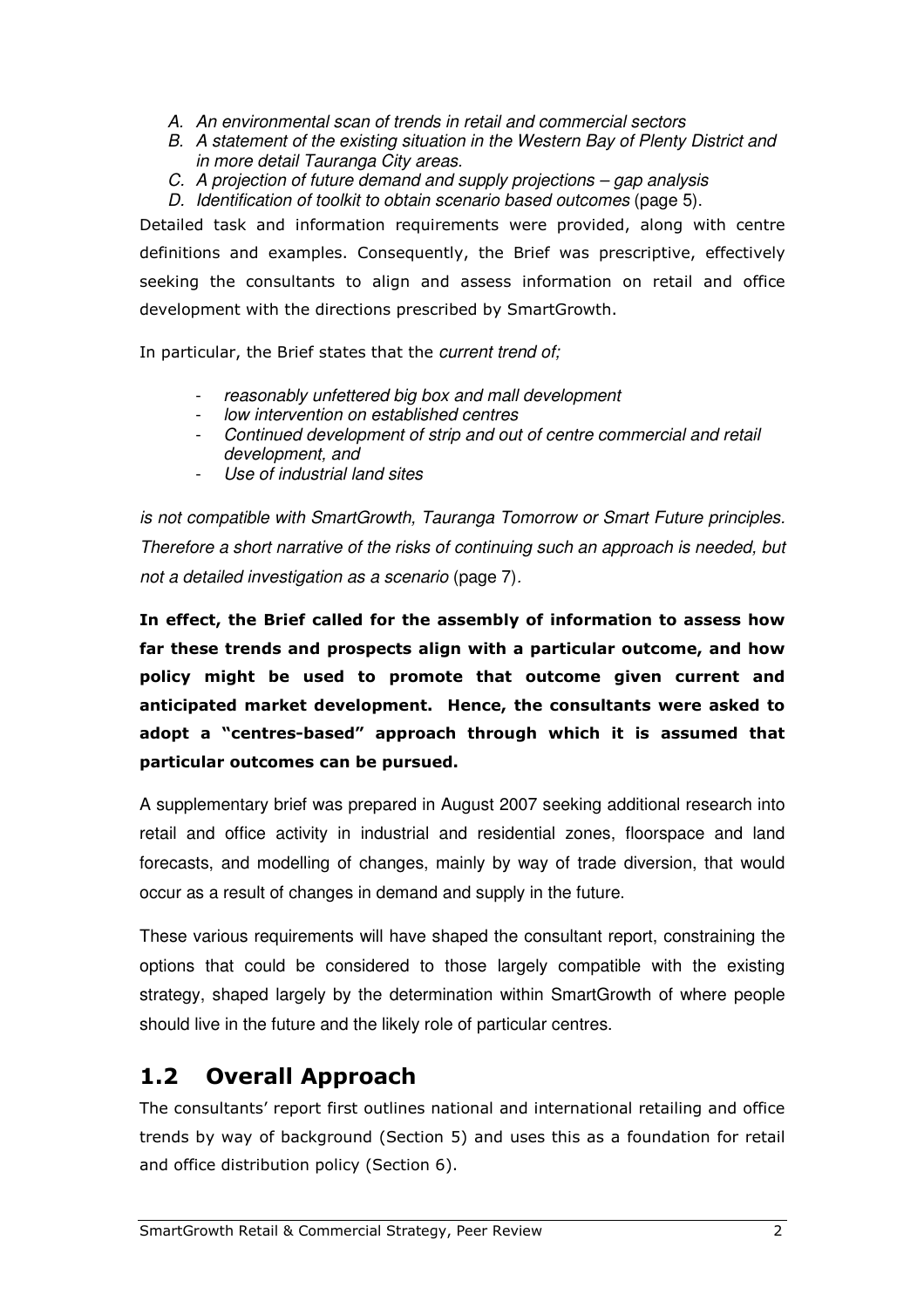*A. An environmental scan of trends in retail and commercial sectors*
*B. A statement of the existing situation in the Western Bay of Plenty District and in more detail Tauranga City areas.*
*C. A projection of future demand and supply projections – gap analysis*
*D. Identification of toolkit to obtain scenario based outcomes* (page 5).

Detailed task and information requirements were provided, along with centre definitions and examples. Consequently, the Brief was prescriptive, effectively seeking the consultants to align and assess information on retail and office development with the directions prescribed by SmartGrowth.

In particular, the Brief states that the *current trend of;*

- *reasonably unfettered big box and mall development*
- *low intervention on established centres*
- *Continued development of strip and out of centre commercial and retail development, and*
- *Use of industrial land sites*

*is not compatible with SmartGrowth, Tauranga Tomorrow or Smart Future principles. Therefore a short narrative of the risks of continuing such an approach is needed, but not a detailed investigation as a scenario* (page 7).

**In effect, the Brief called for the assembly of information to assess how far these trends and prospects align with a particular outcome, and how policy might be used to promote that outcome given current and anticipated market development. Hence, the consultants were asked to adopt a "centres-based" approach through which it is assumed that particular outcomes can be pursued.**

A supplementary brief was prepared in August 2007 seeking additional research into retail and office activity in industrial and residential zones, floorspace and land forecasts, and modelling of changes, mainly by way of trade diversion, that would occur as a result of changes in demand and supply in the future.

These various requirements will have shaped the consultant report, constraining the options that could be considered to those largely compatible with the existing strategy, shaped largely by the determination within SmartGrowth of where people should live in the future and the likely role of particular centres.

## 1.2 Overall Approach

The consultants' report first outlines national and international retailing and office trends by way of background (Section 5) and uses this as a foundation for retail and office distribution policy (Section 6).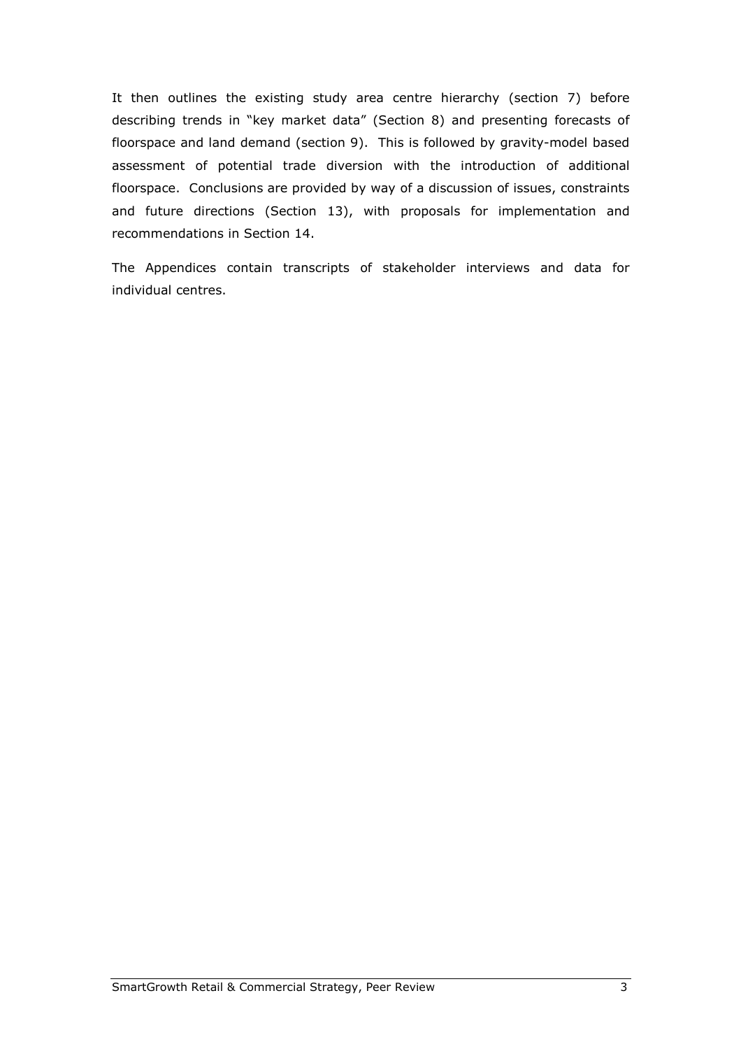It then outlines the existing study area centre hierarchy (section 7) before describing trends in "key market data" (Section 8) and presenting forecasts of floorspace and land demand (section 9). This is followed by gravity-model based assessment of potential trade diversion with the introduction of additional floorspace. Conclusions are provided by way of a discussion of issues, constraints and future directions (Section 13), with proposals for implementation and recommendations in Section 14.

The Appendices contain transcripts of stakeholder interviews and data for individual centres.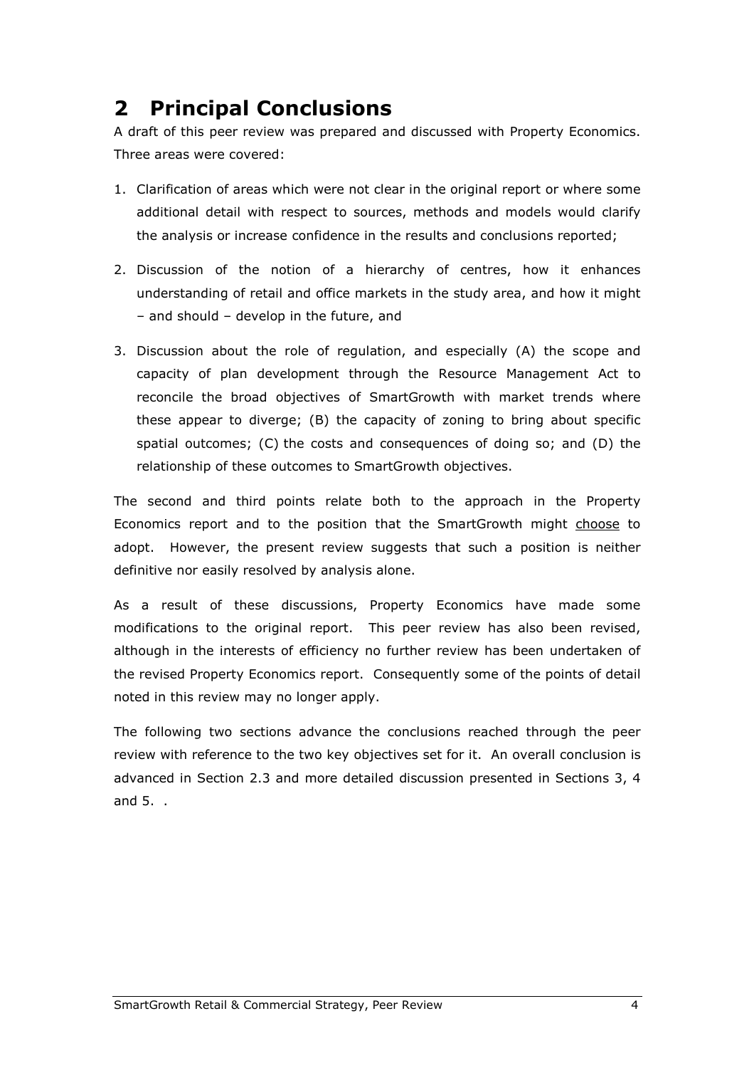# 2 Principal Conclusions

A draft of this peer review was prepared and discussed with Property Economics. Three areas were covered:

1. Clarification of areas which were not clear in the original report or where some additional detail with respect to sources, methods and models would clarify the analysis or increase confidence in the results and conclusions reported;

2. Discussion of the notion of a hierarchy of centres, how it enhances understanding of retail and office markets in the study area, and how it might – and should – develop in the future, and

3. Discussion about the role of regulation, and especially (A) the scope and capacity of plan development through the Resource Management Act to reconcile the broad objectives of SmartGrowth with market trends where these appear to diverge; (B) the capacity of zoning to bring about specific spatial outcomes; (C) the costs and consequences of doing so; and (D) the relationship of these outcomes to SmartGrowth objectives.

The second and third points relate both to the approach in the Property Economics report and to the position that the SmartGrowth might <u>choose</u> to adopt. However, the present review suggests that such a position is neither definitive nor easily resolved by analysis alone.

As a result of these discussions, Property Economics have made some modifications to the original report. This peer review has also been revised, although in the interests of efficiency no further review has been undertaken of the revised Property Economics report. Consequently some of the points of detail noted in this review may no longer apply.

The following two sections advance the conclusions reached through the peer review with reference to the two key objectives set for it. An overall conclusion is advanced in Section 2.3 and more detailed discussion presented in Sections 3, 4 and 5. .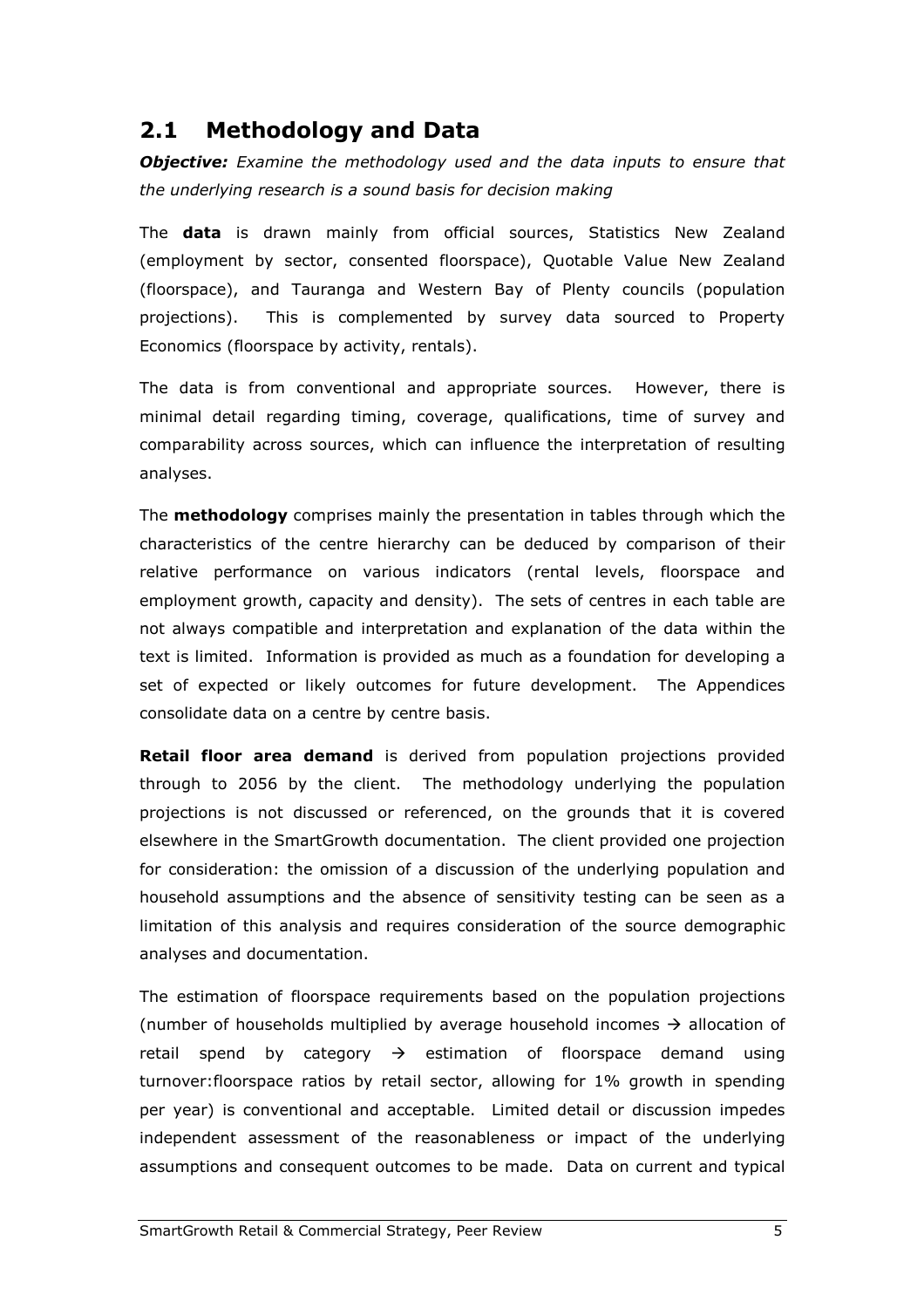## 2.1 Methodology and Data

***Objective:*** *Examine the methodology used and the data inputs to ensure that the underlying research is a sound basis for decision making*

The **data** is drawn mainly from official sources, Statistics New Zealand (employment by sector, consented floorspace), Quotable Value New Zealand (floorspace), and Tauranga and Western Bay of Plenty councils (population projections). This is complemented by survey data sourced to Property Economics (floorspace by activity, rentals).

The data is from conventional and appropriate sources. However, there is minimal detail regarding timing, coverage, qualifications, time of survey and comparability across sources, which can influence the interpretation of resulting analyses.

The **methodology** comprises mainly the presentation in tables through which the characteristics of the centre hierarchy can be deduced by comparison of their relative performance on various indicators (rental levels, floorspace and employment growth, capacity and density). The sets of centres in each table are not always compatible and interpretation and explanation of the data within the text is limited. Information is provided as much as a foundation for developing a set of expected or likely outcomes for future development. The Appendices consolidate data on a centre by centre basis.

**Retail floor area demand** is derived from population projections provided through to 2056 by the client. The methodology underlying the population projections is not discussed or referenced, on the grounds that it is covered elsewhere in the SmartGrowth documentation. The client provided one projection for consideration: the omission of a discussion of the underlying population and household assumptions and the absence of sensitivity testing can be seen as a limitation of this analysis and requires consideration of the source demographic analyses and documentation.

The estimation of floorspace requirements based on the population projections (number of households multiplied by average household incomes → allocation of retail spend by category → estimation of floorspace demand using turnover:floorspace ratios by retail sector, allowing for 1% growth in spending per year) is conventional and acceptable. Limited detail or discussion impedes independent assessment of the reasonableness or impact of the underlying assumptions and consequent outcomes to be made. Data on current and typical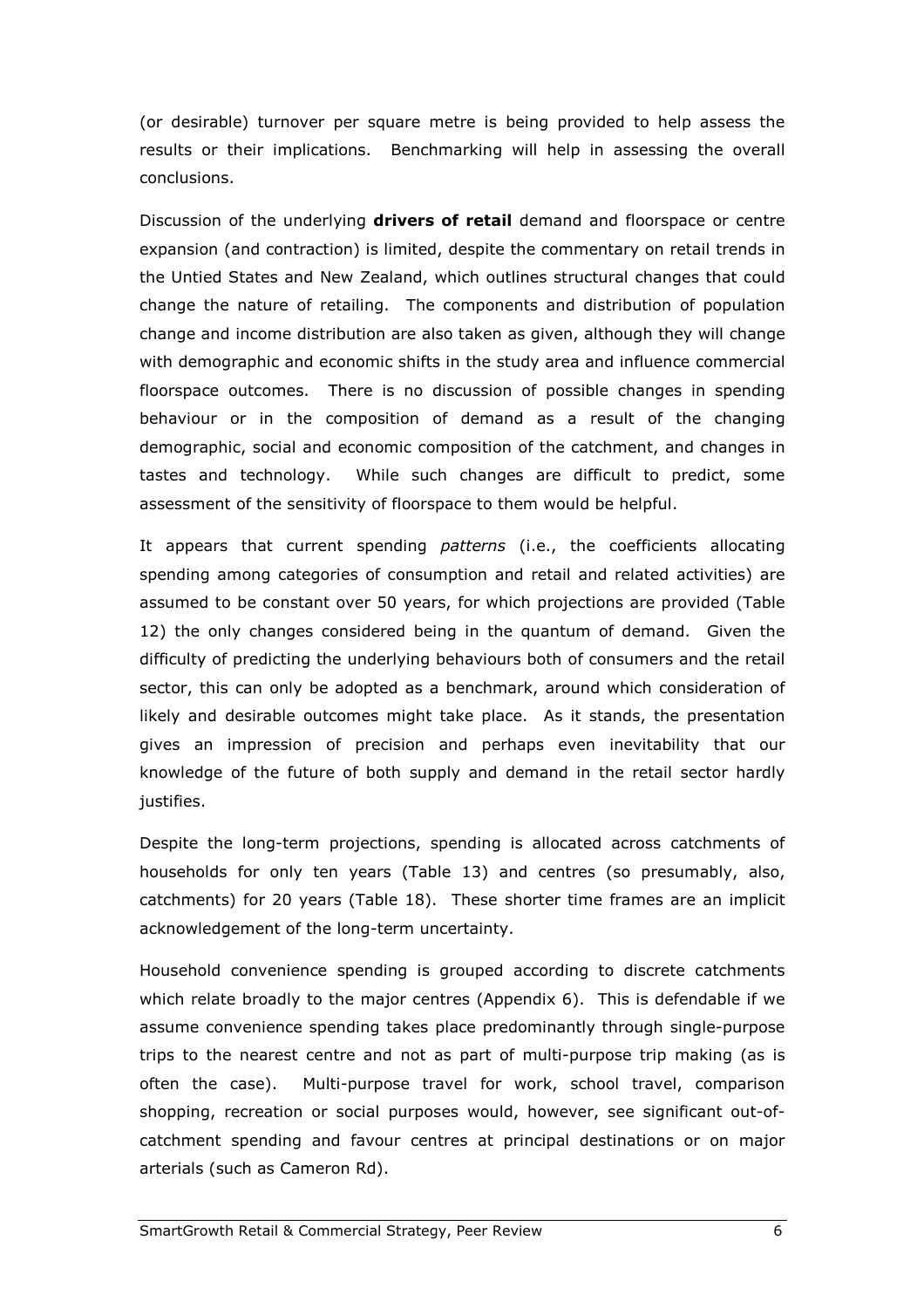(or desirable) turnover per square metre is being provided to help assess the results or their implications. Benchmarking will help in assessing the overall conclusions.

Discussion of the underlying **drivers of retail** demand and floorspace or centre expansion (and contraction) is limited, despite the commentary on retail trends in the Untied States and New Zealand, which outlines structural changes that could change the nature of retailing. The components and distribution of population change and income distribution are also taken as given, although they will change with demographic and economic shifts in the study area and influence commercial floorspace outcomes. There is no discussion of possible changes in spending behaviour or in the composition of demand as a result of the changing demographic, social and economic composition of the catchment, and changes in tastes and technology. While such changes are difficult to predict, some assessment of the sensitivity of floorspace to them would be helpful.

It appears that current spending *patterns* (i.e., the coefficients allocating spending among categories of consumption and retail and related activities) are assumed to be constant over 50 years, for which projections are provided (Table 12) the only changes considered being in the quantum of demand. Given the difficulty of predicting the underlying behaviours both of consumers and the retail sector, this can only be adopted as a benchmark, around which consideration of likely and desirable outcomes might take place. As it stands, the presentation gives an impression of precision and perhaps even inevitability that our knowledge of the future of both supply and demand in the retail sector hardly justifies.

Despite the long-term projections, spending is allocated across catchments of households for only ten years (Table 13) and centres (so presumably, also, catchments) for 20 years (Table 18). These shorter time frames are an implicit acknowledgement of the long-term uncertainty.

Household convenience spending is grouped according to discrete catchments which relate broadly to the major centres (Appendix 6). This is defendable if we assume convenience spending takes place predominantly through single-purpose trips to the nearest centre and not as part of multi-purpose trip making (as is often the case). Multi-purpose travel for work, school travel, comparison shopping, recreation or social purposes would, however, see significant out-of-catchment spending and favour centres at principal destinations or on major arterials (such as Cameron Rd).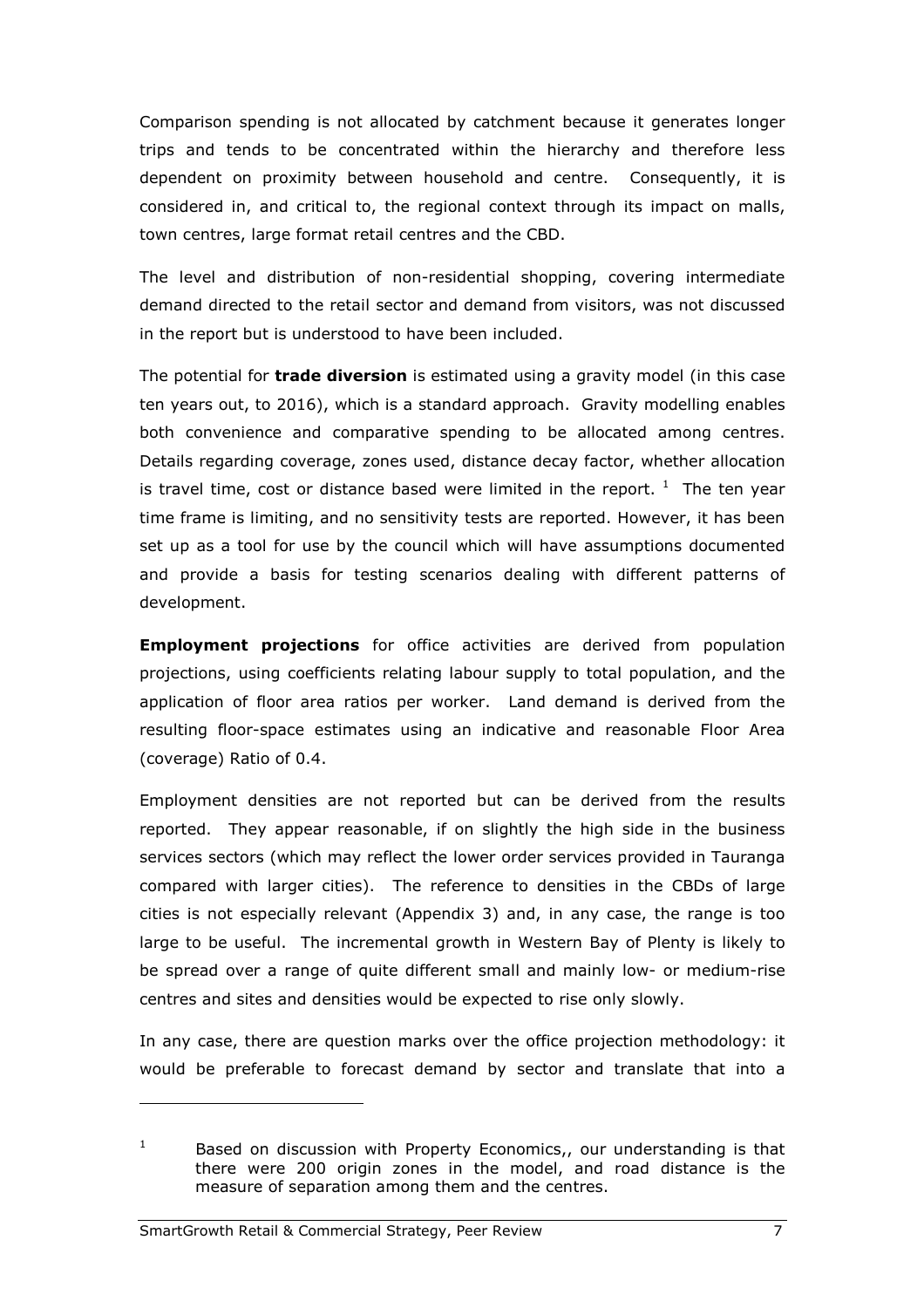Comparison spending is not allocated by catchment because it generates longer trips and tends to be concentrated within the hierarchy and therefore less dependent on proximity between household and centre. Consequently, it is considered in, and critical to, the regional context through its impact on malls, town centres, large format retail centres and the CBD.

The level and distribution of non-residential shopping, covering intermediate demand directed to the retail sector and demand from visitors, was not discussed in the report but is understood to have been included.

The potential for **trade diversion** is estimated using a gravity model (in this case ten years out, to 2016), which is a standard approach. Gravity modelling enables both convenience and comparative spending to be allocated among centres. Details regarding coverage, zones used, distance decay factor, whether allocation is travel time, cost or distance based were limited in the report. [1] The ten year time frame is limiting, and no sensitivity tests are reported. However, it has been set up as a tool for use by the council which will have assumptions documented and provide a basis for testing scenarios dealing with different patterns of development.

**Employment projections** for office activities are derived from population projections, using coefficients relating labour supply to total population, and the application of floor area ratios per worker. Land demand is derived from the resulting floor-space estimates using an indicative and reasonable Floor Area (coverage) Ratio of 0.4.

Employment densities are not reported but can be derived from the results reported. They appear reasonable, if on slightly the high side in the business services sectors (which may reflect the lower order services provided in Tauranga compared with larger cities). The reference to densities in the CBDs of large cities is not especially relevant (Appendix 3) and, in any case, the range is too large to be useful. The incremental growth in Western Bay of Plenty is likely to be spread over a range of quite different small and mainly low- or medium-rise centres and sites and densities would be expected to rise only slowly.

In any case, there are question marks over the office projection methodology: it would be preferable to forecast demand by sector and translate that into a

---

[1] Based on discussion with Property Economics,, our understanding is that there were 200 origin zones in the model, and road distance is the measure of separation among them and the centres.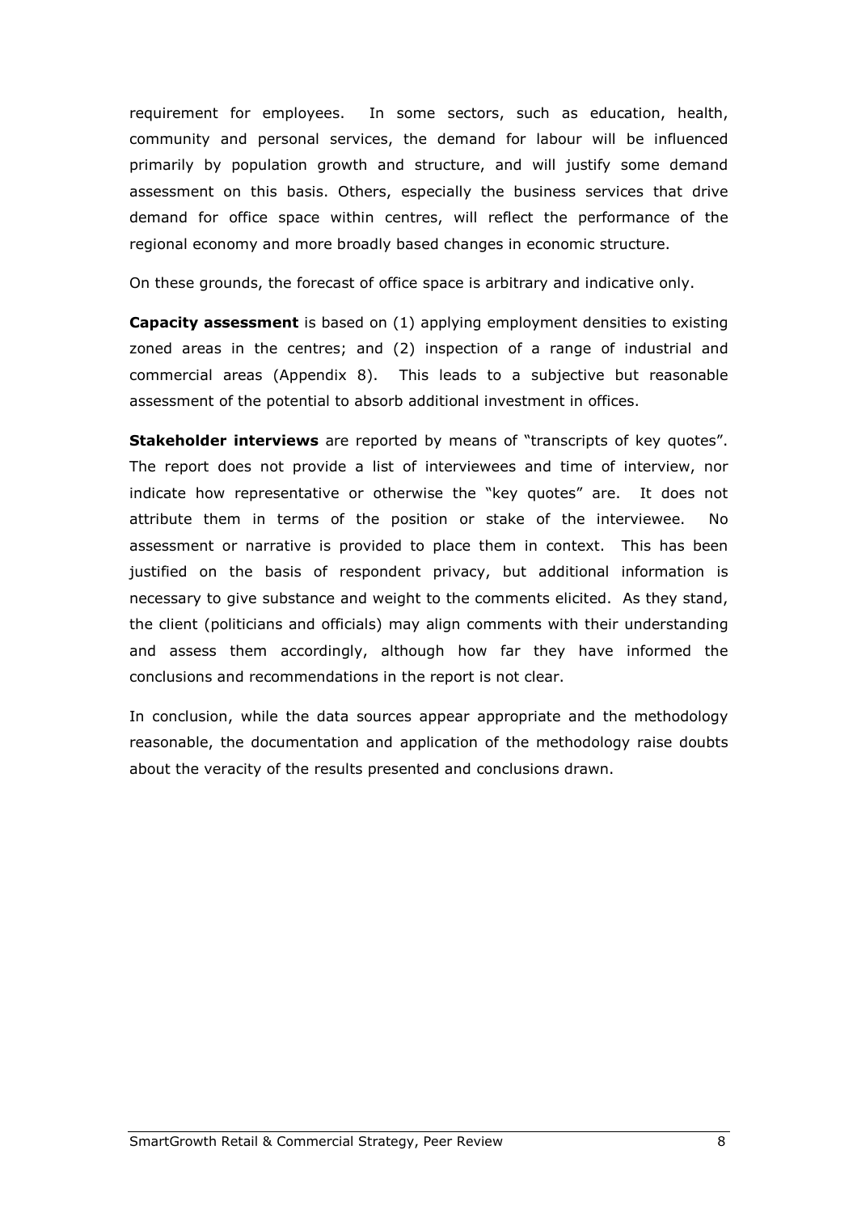requirement for employees. In some sectors, such as education, health, community and personal services, the demand for labour will be influenced primarily by population growth and structure, and will justify some demand assessment on this basis. Others, especially the business services that drive demand for office space within centres, will reflect the performance of the regional economy and more broadly based changes in economic structure.

On these grounds, the forecast of office space is arbitrary and indicative only.

**Capacity assessment** is based on (1) applying employment densities to existing zoned areas in the centres; and (2) inspection of a range of industrial and commercial areas (Appendix 8). This leads to a subjective but reasonable assessment of the potential to absorb additional investment in offices.

**Stakeholder interviews** are reported by means of "transcripts of key quotes". The report does not provide a list of interviewees and time of interview, nor indicate how representative or otherwise the "key quotes" are. It does not attribute them in terms of the position or stake of the interviewee. No assessment or narrative is provided to place them in context. This has been justified on the basis of respondent privacy, but additional information is necessary to give substance and weight to the comments elicited. As they stand, the client (politicians and officials) may align comments with their understanding and assess them accordingly, although how far they have informed the conclusions and recommendations in the report is not clear.

In conclusion, while the data sources appear appropriate and the methodology reasonable, the documentation and application of the methodology raise doubts about the veracity of the results presented and conclusions drawn.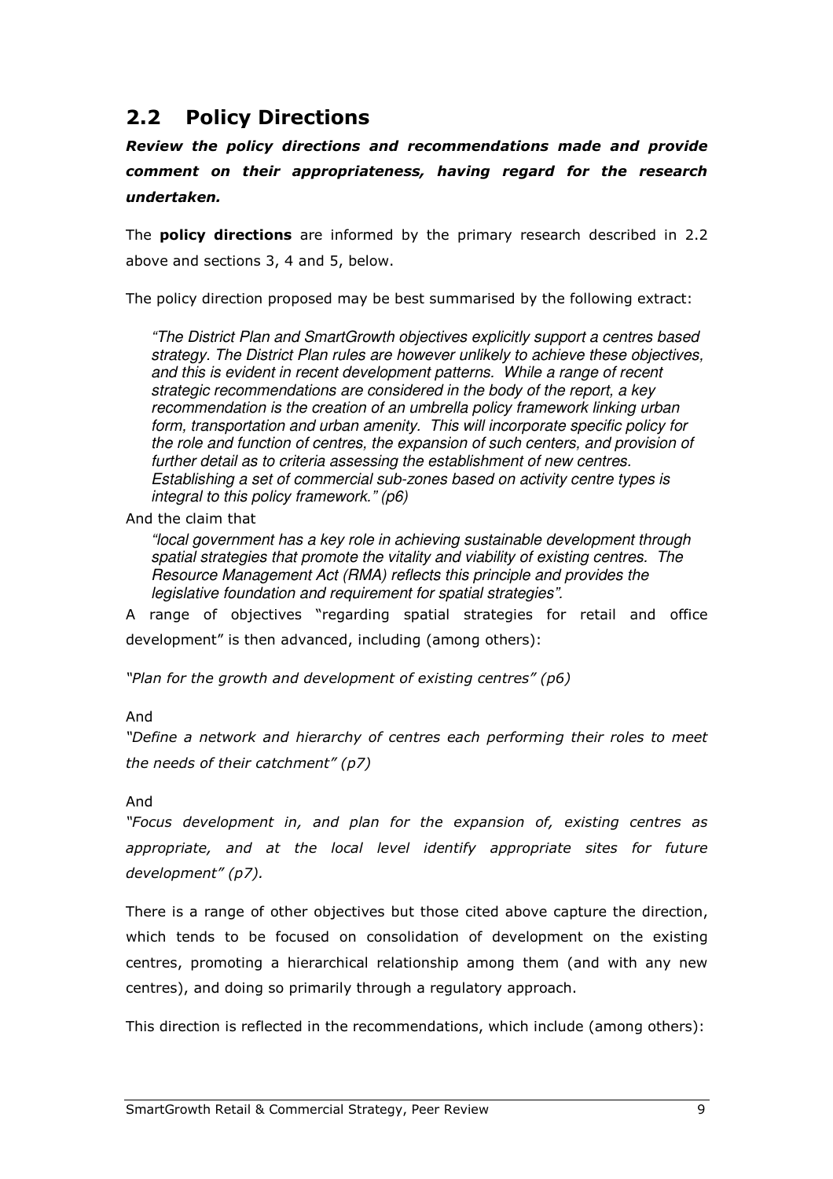## 2.2 Policy Directions

***Review the policy directions and recommendations made and provide comment on their appropriateness, having regard for the research undertaken.***

The **policy directions** are informed by the primary research described in 2.2 above and sections 3, 4 and 5, below.

The policy direction proposed may be best summarised by the following extract:

> *"The District Plan and SmartGrowth objectives explicitly support a centres based strategy. The District Plan rules are however unlikely to achieve these objectives, and this is evident in recent development patterns. While a range of recent strategic recommendations are considered in the body of the report, a key recommendation is the creation of an umbrella policy framework linking urban form, transportation and urban amenity. This will incorporate specific policy for the role and function of centres, the expansion of such centers, and provision of further detail as to criteria assessing the establishment of new centres. Establishing a set of commercial sub-zones based on activity centre types is integral to this policy framework." (p6)*

And the claim that

> *"local government has a key role in achieving sustainable development through spatial strategies that promote the vitality and viability of existing centres. The Resource Management Act (RMA) reflects this principle and provides the legislative foundation and requirement for spatial strategies".*

A range of objectives "regarding spatial strategies for retail and office development" is then advanced, including (among others):

*"Plan for the growth and development of existing centres" (p6)*

And

*"Define a network and hierarchy of centres each performing their roles to meet the needs of their catchment" (p7)*

And

*"Focus development in, and plan for the expansion of, existing centres as appropriate, and at the local level identify appropriate sites for future development" (p7).*

There is a range of other objectives but those cited above capture the direction, which tends to be focused on consolidation of development on the existing centres, promoting a hierarchical relationship among them (and with any new centres), and doing so primarily through a regulatory approach.

This direction is reflected in the recommendations, which include (among others):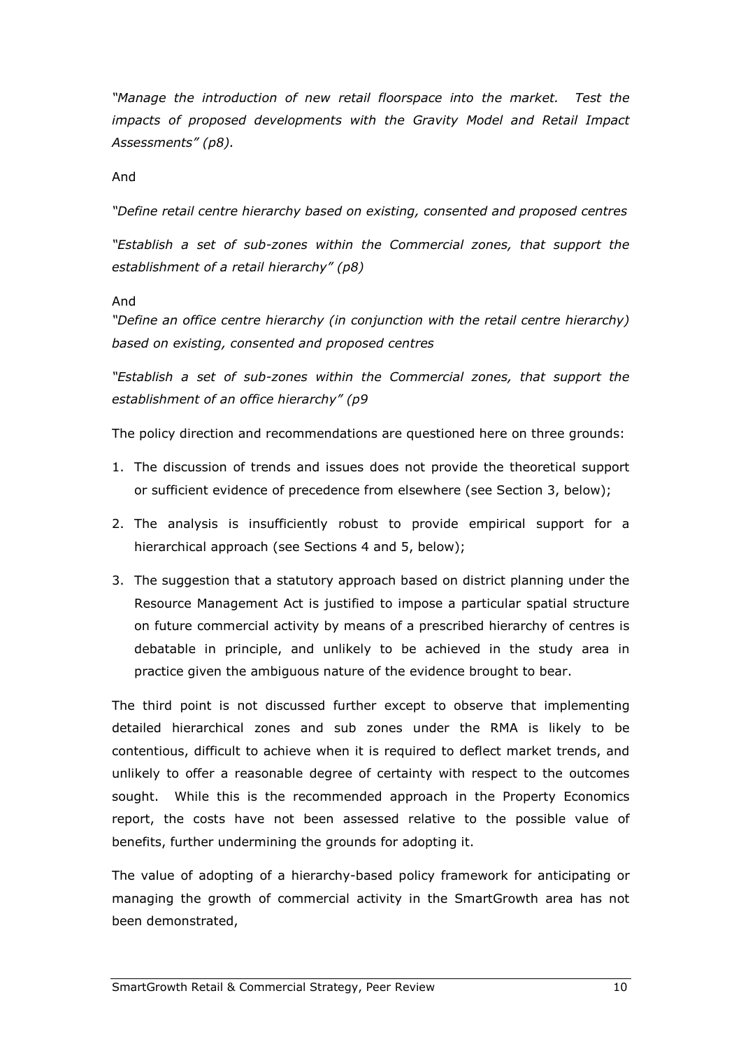*"Manage the introduction of new retail floorspace into the market. Test the impacts of proposed developments with the Gravity Model and Retail Impact Assessments" (p8).*

And

*"Define retail centre hierarchy based on existing, consented and proposed centres*

*"Establish a set of sub-zones within the Commercial zones, that support the establishment of a retail hierarchy" (p8)*

And

*"Define an office centre hierarchy (in conjunction with the retail centre hierarchy) based on existing, consented and proposed centres*

*"Establish a set of sub-zones within the Commercial zones, that support the establishment of an office hierarchy" (p9*

The policy direction and recommendations are questioned here on three grounds:

1. The discussion of trends and issues does not provide the theoretical support or sufficient evidence of precedence from elsewhere (see Section 3, below);
2. The analysis is insufficiently robust to provide empirical support for a hierarchical approach (see Sections 4 and 5, below);
3. The suggestion that a statutory approach based on district planning under the Resource Management Act is justified to impose a particular spatial structure on future commercial activity by means of a prescribed hierarchy of centres is debatable in principle, and unlikely to be achieved in the study area in practice given the ambiguous nature of the evidence brought to bear.

The third point is not discussed further except to observe that implementing detailed hierarchical zones and sub zones under the RMA is likely to be contentious, difficult to achieve when it is required to deflect market trends, and unlikely to offer a reasonable degree of certainty with respect to the outcomes sought. While this is the recommended approach in the Property Economics report, the costs have not been assessed relative to the possible value of benefits, further undermining the grounds for adopting it.

The value of adopting of a hierarchy-based policy framework for anticipating or managing the growth of commercial activity in the SmartGrowth area has not been demonstrated,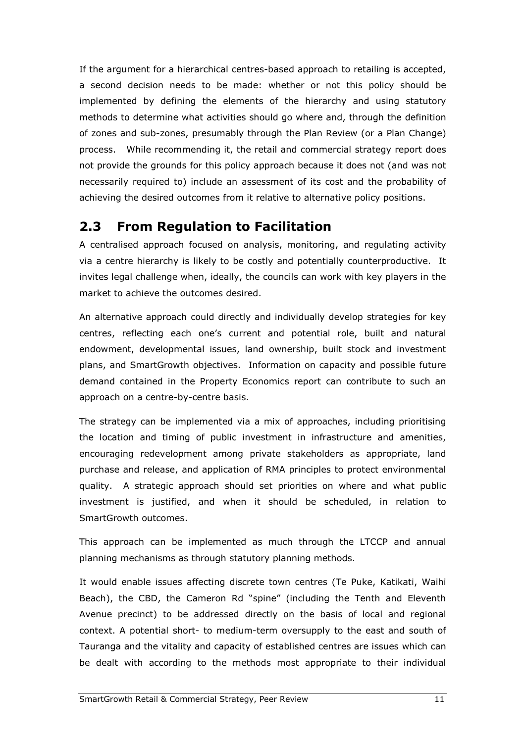If the argument for a hierarchical centres-based approach to retailing is accepted, a second decision needs to be made: whether or not this policy should be implemented by defining the elements of the hierarchy and using statutory methods to determine what activities should go where and, through the definition of zones and sub-zones, presumably through the Plan Review (or a Plan Change) process. While recommending it, the retail and commercial strategy report does not provide the grounds for this policy approach because it does not (and was not necessarily required to) include an assessment of its cost and the probability of achieving the desired outcomes from it relative to alternative policy positions.

## 2.3 From Regulation to Facilitation

A centralised approach focused on analysis, monitoring, and regulating activity via a centre hierarchy is likely to be costly and potentially counterproductive. It invites legal challenge when, ideally, the councils can work with key players in the market to achieve the outcomes desired.

An alternative approach could directly and individually develop strategies for key centres, reflecting each one's current and potential role, built and natural endowment, developmental issues, land ownership, built stock and investment plans, and SmartGrowth objectives. Information on capacity and possible future demand contained in the Property Economics report can contribute to such an approach on a centre-by-centre basis.

The strategy can be implemented via a mix of approaches, including prioritising the location and timing of public investment in infrastructure and amenities, encouraging redevelopment among private stakeholders as appropriate, land purchase and release, and application of RMA principles to protect environmental quality. A strategic approach should set priorities on where and what public investment is justified, and when it should be scheduled, in relation to SmartGrowth outcomes.

This approach can be implemented as much through the LTCCP and annual planning mechanisms as through statutory planning methods.

It would enable issues affecting discrete town centres (Te Puke, Katikati, Waihi Beach), the CBD, the Cameron Rd "spine" (including the Tenth and Eleventh Avenue precinct) to be addressed directly on the basis of local and regional context. A potential short- to medium-term oversupply to the east and south of Tauranga and the vitality and capacity of established centres are issues which can be dealt with according to the methods most appropriate to their individual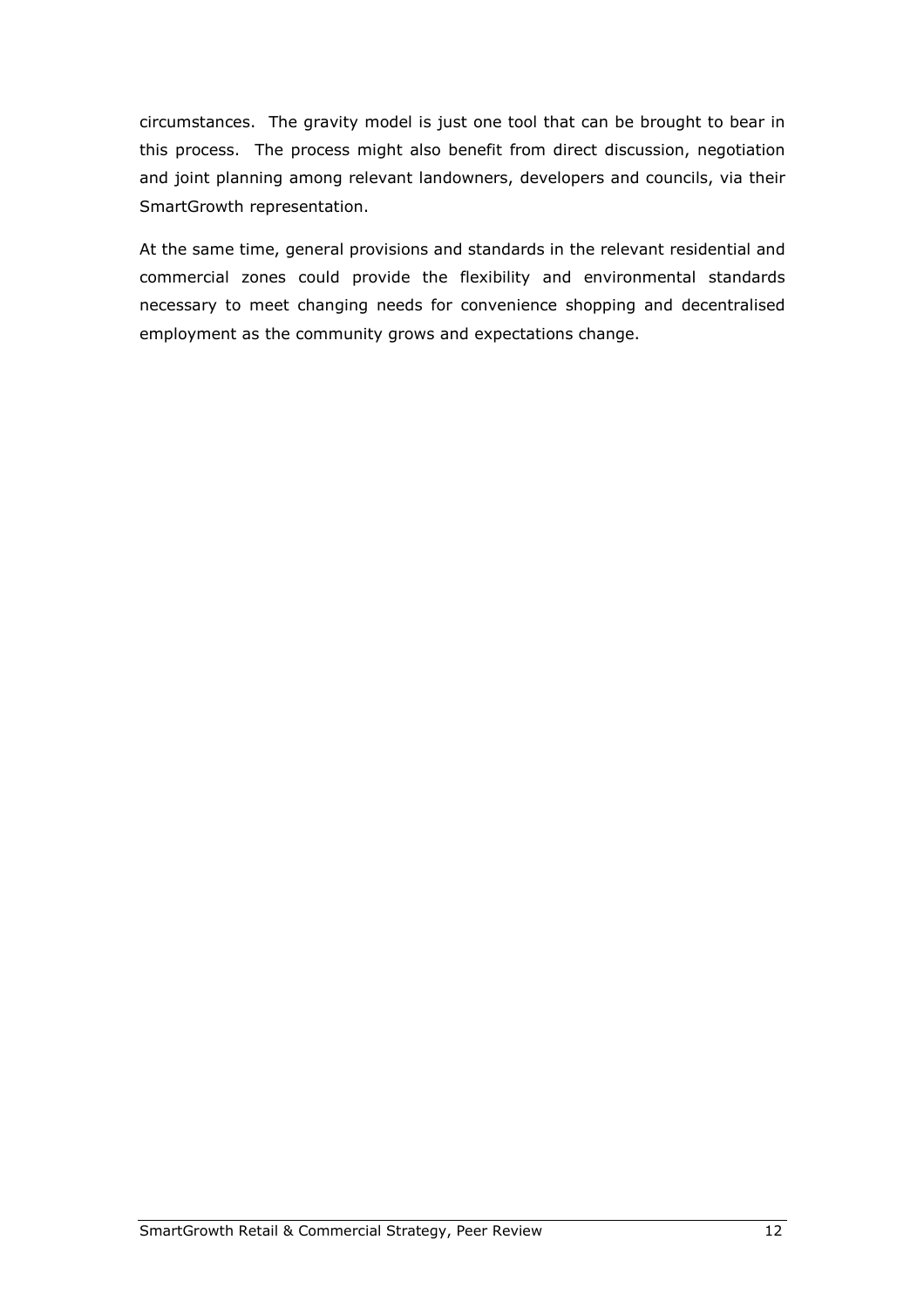circumstances. The gravity model is just one tool that can be brought to bear in this process. The process might also benefit from direct discussion, negotiation and joint planning among relevant landowners, developers and councils, via their SmartGrowth representation.

At the same time, general provisions and standards in the relevant residential and commercial zones could provide the flexibility and environmental standards necessary to meet changing needs for convenience shopping and decentralised employment as the community grows and expectations change.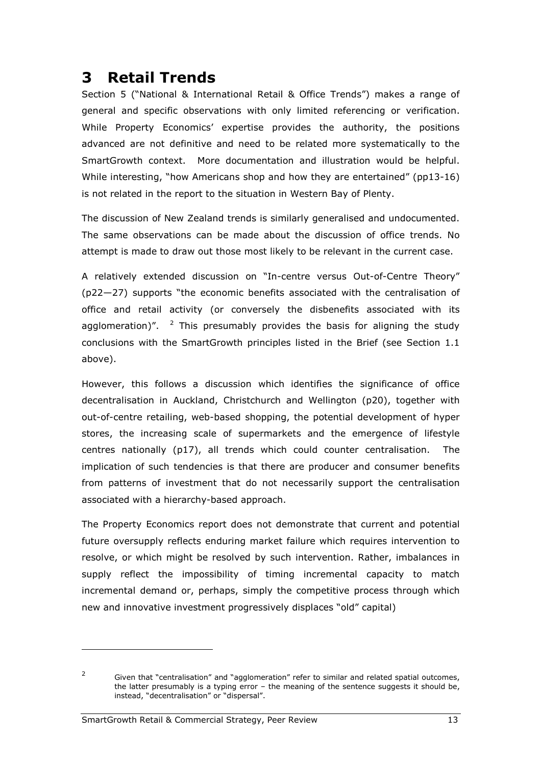# 3 Retail Trends

Section 5 ("National & International Retail & Office Trends") makes a range of general and specific observations with only limited referencing or verification. While Property Economics' expertise provides the authority, the positions advanced are not definitive and need to be related more systematically to the SmartGrowth context. More documentation and illustration would be helpful. While interesting, "how Americans shop and how they are entertained" (pp13-16) is not related in the report to the situation in Western Bay of Plenty.

The discussion of New Zealand trends is similarly generalised and undocumented. The same observations can be made about the discussion of office trends. No attempt is made to draw out those most likely to be relevant in the current case.

A relatively extended discussion on "In-centre versus Out-of-Centre Theory" (p22—27) supports "the economic benefits associated with the centralisation of office and retail activity (or conversely the disbenefits associated with its agglomeration)". [2] This presumably provides the basis for aligning the study conclusions with the SmartGrowth principles listed in the Brief (see Section 1.1 above).

However, this follows a discussion which identifies the significance of office decentralisation in Auckland, Christchurch and Wellington (p20), together with out-of-centre retailing, web-based shopping, the potential development of hyper stores, the increasing scale of supermarkets and the emergence of lifestyle centres nationally (p17), all trends which could counter centralisation. The implication of such tendencies is that there are producer and consumer benefits from patterns of investment that do not necessarily support the centralisation associated with a hierarchy-based approach.

The Property Economics report does not demonstrate that current and potential future oversupply reflects enduring market failure which requires intervention to resolve, or which might be resolved by such intervention. Rather, imbalances in supply reflect the impossibility of timing incremental capacity to match incremental demand or, perhaps, simply the competitive process through which new and innovative investment progressively displaces "old" capital)

---

[2] Given that "centralisation" and "agglomeration" refer to similar and related spatial outcomes, the latter presumably is a typing error – the meaning of the sentence suggests it should be, instead, "decentralisation" or "dispersal".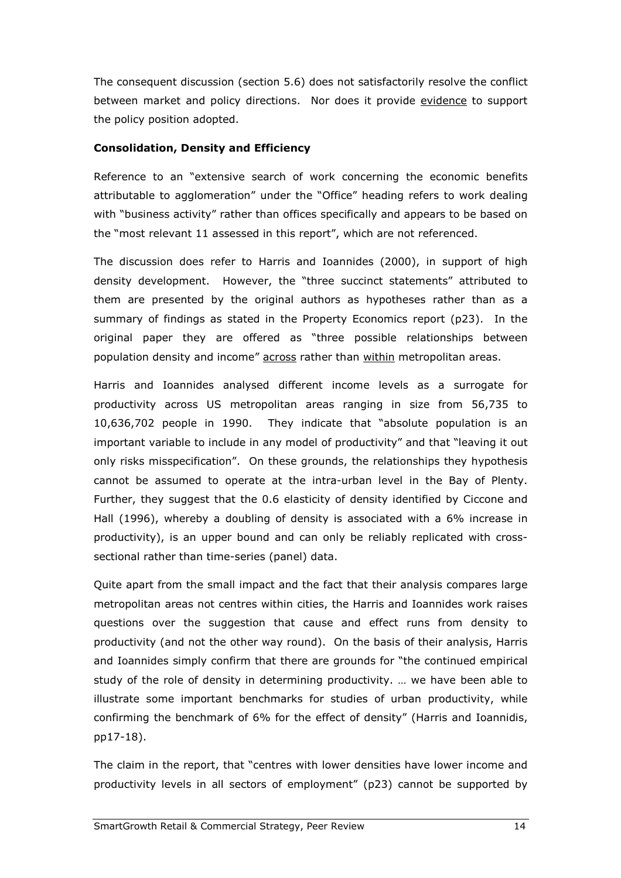The consequent discussion (section 5.6) does not satisfactorily resolve the conflict between market and policy directions. Nor does it provide evidence to support the policy position adopted.

**Consolidation, Density and Efficiency**

Reference to an "extensive search of work concerning the economic benefits attributable to agglomeration" under the "Office" heading refers to work dealing with "business activity" rather than offices specifically and appears to be based on the "most relevant 11 assessed in this report", which are not referenced.

The discussion does refer to Harris and Ioannides (2000), in support of high density development. However, the "three succinct statements" attributed to them are presented by the original authors as hypotheses rather than as a summary of findings as stated in the Property Economics report (p23). In the original paper they are offered as "three possible relationships between population density and income" across rather than within metropolitan areas.

Harris and Ioannides analysed different income levels as a surrogate for productivity across US metropolitan areas ranging in size from 56,735 to 10,636,702 people in 1990. They indicate that "absolute population is an important variable to include in any model of productivity" and that "leaving it out only risks misspecification". On these grounds, the relationships they hypothesis cannot be assumed to operate at the intra-urban level in the Bay of Plenty. Further, they suggest that the 0.6 elasticity of density identified by Ciccone and Hall (1996), whereby a doubling of density is associated with a 6% increase in productivity), is an upper bound and can only be reliably replicated with cross-sectional rather than time-series (panel) data.

Quite apart from the small impact and the fact that their analysis compares large metropolitan areas not centres within cities, the Harris and Ioannides work raises questions over the suggestion that cause and effect runs from density to productivity (and not the other way round). On the basis of their analysis, Harris and Ioannides simply confirm that there are grounds for "the continued empirical study of the role of density in determining productivity. … we have been able to illustrate some important benchmarks for studies of urban productivity, while confirming the benchmark of 6% for the effect of density" (Harris and Ioannidis, pp17-18).

The claim in the report, that "centres with lower densities have lower income and productivity levels in all sectors of employment" (p23) cannot be supported by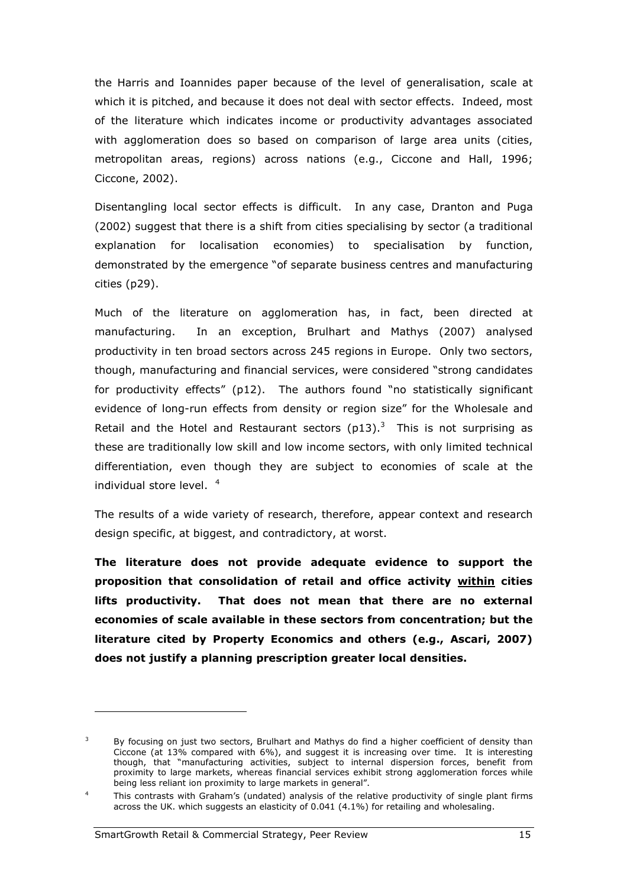the Harris and Ioannides paper because of the level of generalisation, scale at which it is pitched, and because it does not deal with sector effects. Indeed, most of the literature which indicates income or productivity advantages associated with agglomeration does so based on comparison of large area units (cities, metropolitan areas, regions) across nations (e.g., Ciccone and Hall, 1996; Ciccone, 2002).

Disentangling local sector effects is difficult. In any case, Dranton and Puga (2002) suggest that there is a shift from cities specialising by sector (a traditional explanation for localisation economies) to specialisation by function, demonstrated by the emergence "of separate business centres and manufacturing cities (p29).

Much of the literature on agglomeration has, in fact, been directed at manufacturing. In an exception, Brulhart and Mathys (2007) analysed productivity in ten broad sectors across 245 regions in Europe. Only two sectors, though, manufacturing and financial services, were considered "strong candidates for productivity effects" (p12). The authors found "no statistically significant evidence of long-run effects from density or region size" for the Wholesale and Retail and the Hotel and Restaurant sectors (p13).[3] This is not surprising as these are traditionally low skill and low income sectors, with only limited technical differentiation, even though they are subject to economies of scale at the individual store level. [4]

The results of a wide variety of research, therefore, appear context and research design specific, at biggest, and contradictory, at worst.

**The literature does not provide adequate evidence to support the proposition that consolidation of retail and office activity <u>within</u> cities lifts productivity. That does not mean that there are no external economies of scale available in these sectors from concentration; but the literature cited by Property Economics and others (e.g., Ascari, 2007) does not justify a planning prescription greater local densities.**

---

[3] By focusing on just two sectors, Brulhart and Mathys do find a higher coefficient of density than Ciccone (at 13% compared with 6%), and suggest it is increasing over time. It is interesting though, that "manufacturing activities, subject to internal dispersion forces, benefit from proximity to large markets, whereas financial services exhibit strong agglomeration forces while being less reliant ion proximity to large markets in general".

[4] This contrasts with Graham's (undated) analysis of the relative productivity of single plant firms across the UK. which suggests an elasticity of 0.041 (4.1%) for retailing and wholesaling.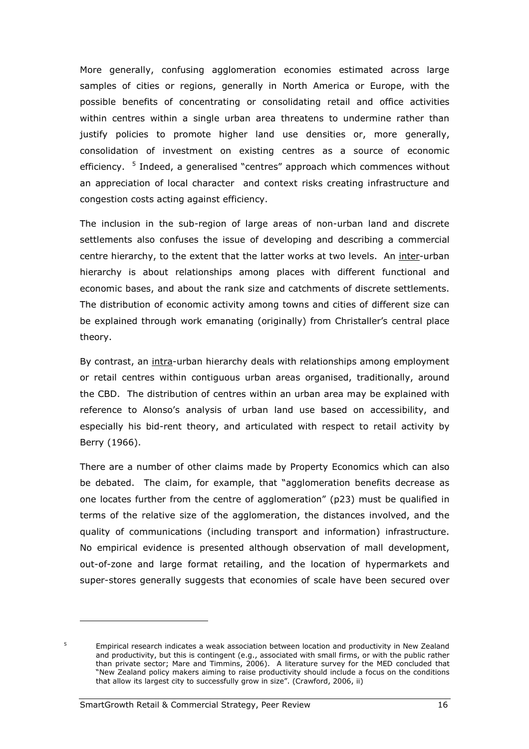More generally, confusing agglomeration economies estimated across large samples of cities or regions, generally in North America or Europe, with the possible benefits of concentrating or consolidating retail and office activities within centres within a single urban area threatens to undermine rather than justify policies to promote higher land use densities or, more generally, consolidation of investment on existing centres as a source of economic efficiency. [5] Indeed, a generalised "centres" approach which commences without an appreciation of local character and context risks creating infrastructure and congestion costs acting against efficiency.

The inclusion in the sub-region of large areas of non-urban land and discrete settlements also confuses the issue of developing and describing a commercial centre hierarchy, to the extent that the latter works at two levels. An <u>inter</u>-urban hierarchy is about relationships among places with different functional and economic bases, and about the rank size and catchments of discrete settlements. The distribution of economic activity among towns and cities of different size can be explained through work emanating (originally) from Christaller's central place theory.

By contrast, an <u>intra</u>-urban hierarchy deals with relationships among employment or retail centres within contiguous urban areas organised, traditionally, around the CBD. The distribution of centres within an urban area may be explained with reference to Alonso's analysis of urban land use based on accessibility, and especially his bid-rent theory, and articulated with respect to retail activity by Berry (1966).

There are a number of other claims made by Property Economics which can also be debated. The claim, for example, that "agglomeration benefits decrease as one locates further from the centre of agglomeration" (p23) must be qualified in terms of the relative size of the agglomeration, the distances involved, and the quality of communications (including transport and information) infrastructure. No empirical evidence is presented although observation of mall development, out-of-zone and large format retailing, and the location of hypermarkets and super-stores generally suggests that economies of scale have been secured over

---

[5] Empirical research indicates a weak association between location and productivity in New Zealand and productivity, but this is contingent (e.g., associated with small firms, or with the public rather than private sector; Mare and Timmins, 2006). A literature survey for the MED concluded that "New Zealand policy makers aiming to raise productivity should include a focus on the conditions that allow its largest city to successfully grow in size". (Crawford, 2006, ii)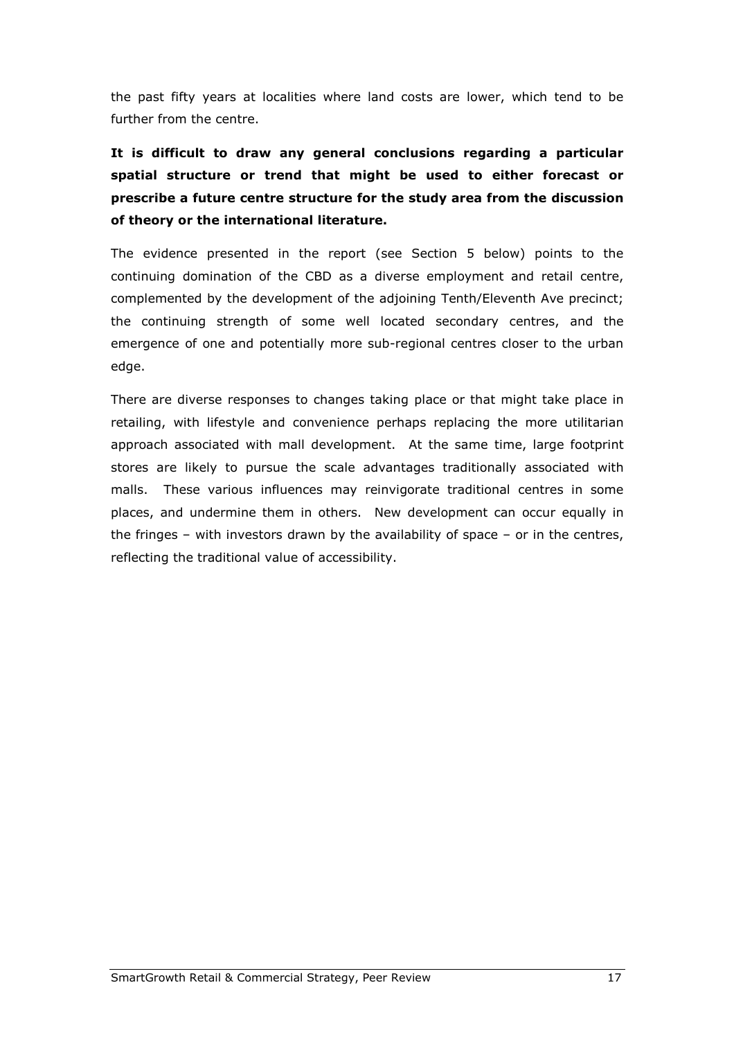the past fifty years at localities where land costs are lower, which tend to be further from the centre.

**It is difficult to draw any general conclusions regarding a particular spatial structure or trend that might be used to either forecast or prescribe a future centre structure for the study area from the discussion of theory or the international literature.**

The evidence presented in the report (see Section 5 below) points to the continuing domination of the CBD as a diverse employment and retail centre, complemented by the development of the adjoining Tenth/Eleventh Ave precinct; the continuing strength of some well located secondary centres, and the emergence of one and potentially more sub-regional centres closer to the urban edge.

There are diverse responses to changes taking place or that might take place in retailing, with lifestyle and convenience perhaps replacing the more utilitarian approach associated with mall development. At the same time, large footprint stores are likely to pursue the scale advantages traditionally associated with malls. These various influences may reinvigorate traditional centres in some places, and undermine them in others. New development can occur equally in the fringes – with investors drawn by the availability of space – or in the centres, reflecting the traditional value of accessibility.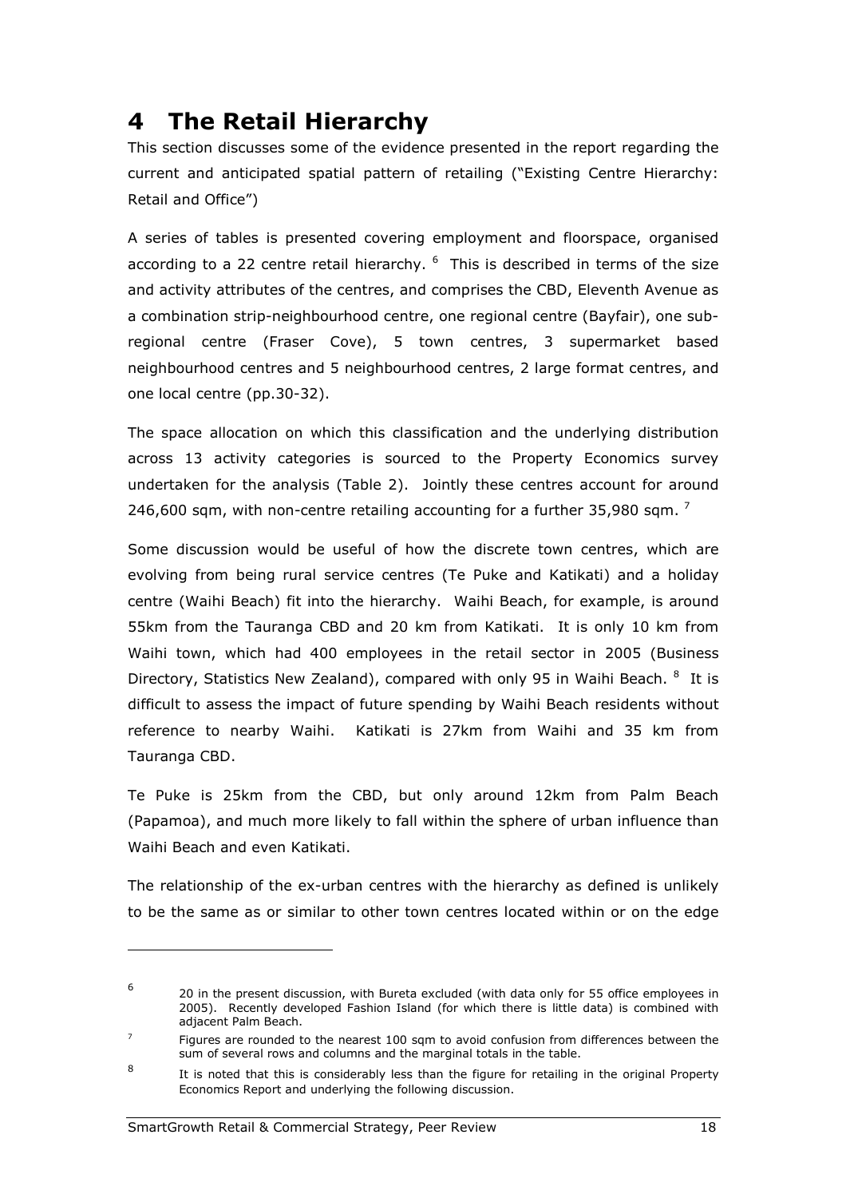# 4 The Retail Hierarchy

This section discusses some of the evidence presented in the report regarding the current and anticipated spatial pattern of retailing ("Existing Centre Hierarchy: Retail and Office")

A series of tables is presented covering employment and floorspace, organised according to a 22 centre retail hierarchy. [6] This is described in terms of the size and activity attributes of the centres, and comprises the CBD, Eleventh Avenue as a combination strip-neighbourhood centre, one regional centre (Bayfair), one sub-regional centre (Fraser Cove), 5 town centres, 3 supermarket based neighbourhood centres and 5 neighbourhood centres, 2 large format centres, and one local centre (pp.30-32).

The space allocation on which this classification and the underlying distribution across 13 activity categories is sourced to the Property Economics survey undertaken for the analysis (Table 2). Jointly these centres account for around 246,600 sqm, with non-centre retailing accounting for a further 35,980 sqm. [7]

Some discussion would be useful of how the discrete town centres, which are evolving from being rural service centres (Te Puke and Katikati) and a holiday centre (Waihi Beach) fit into the hierarchy. Waihi Beach, for example, is around 55km from the Tauranga CBD and 20 km from Katikati. It is only 10 km from Waihi town, which had 400 employees in the retail sector in 2005 (Business Directory, Statistics New Zealand), compared with only 95 in Waihi Beach. [8] It is difficult to assess the impact of future spending by Waihi Beach residents without reference to nearby Waihi. Katikati is 27km from Waihi and 35 km from Tauranga CBD.

Te Puke is 25km from the CBD, but only around 12km from Palm Beach (Papamoa), and much more likely to fall within the sphere of urban influence than Waihi Beach and even Katikati.

The relationship of the ex-urban centres with the hierarchy as defined is unlikely to be the same as or similar to other town centres located within or on the edge

---

[6] 20 in the present discussion, with Bureta excluded (with data only for 55 office employees in 2005). Recently developed Fashion Island (for which there is little data) is combined with adjacent Palm Beach.

[7] Figures are rounded to the nearest 100 sqm to avoid confusion from differences between the sum of several rows and columns and the marginal totals in the table.

[8] It is noted that this is considerably less than the figure for retailing in the original Property Economics Report and underlying the following discussion.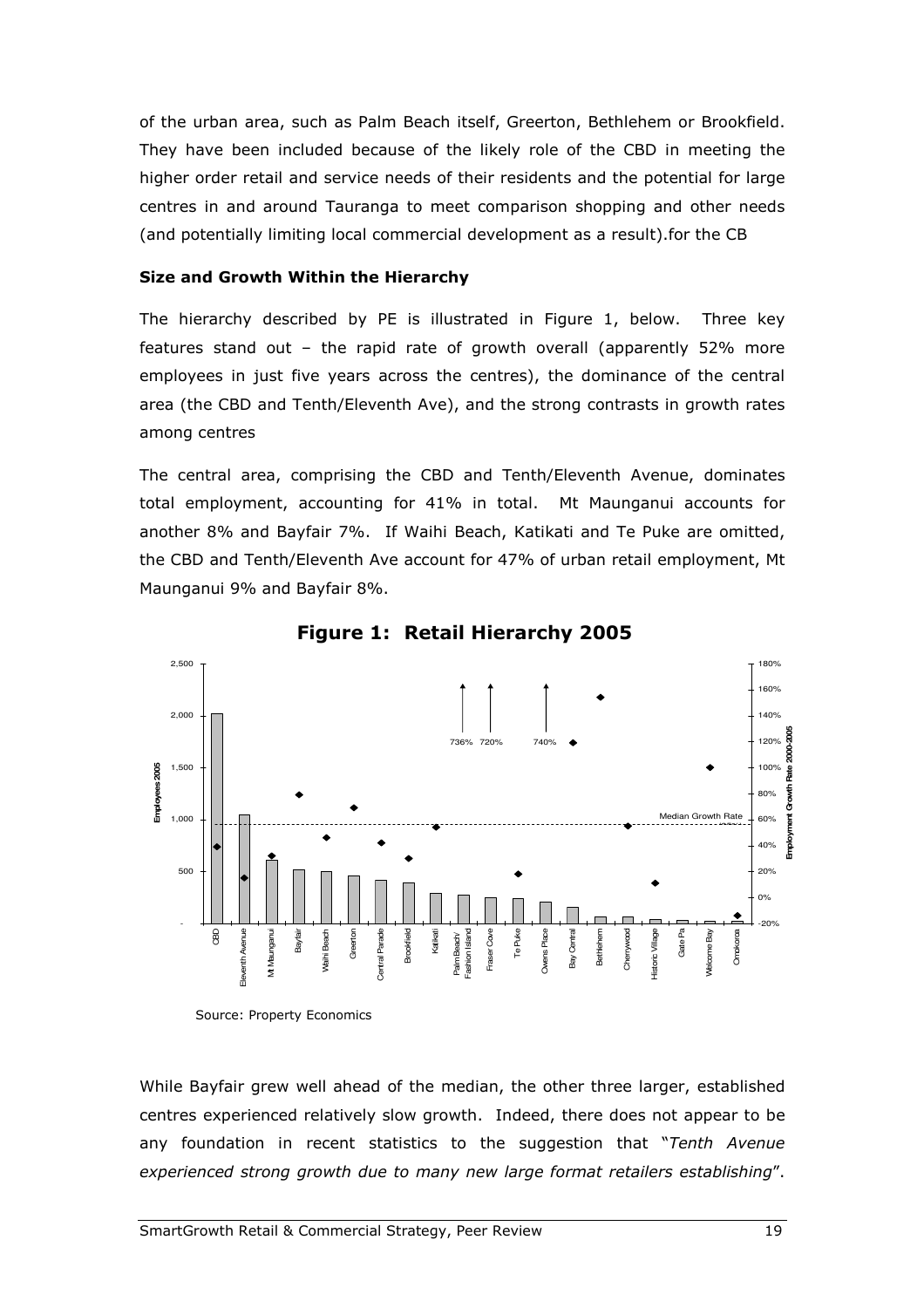of the urban area, such as Palm Beach itself, Greerton, Bethlehem or Brookfield. They have been included because of the likely role of the CBD in meeting the higher order retail and service needs of their residents and the potential for large centres in and around Tauranga to meet comparison shopping and other needs (and potentially limiting local commercial development as a result).for the CB

**Size and Growth Within the Hierarchy**

The hierarchy described by PE is illustrated in Figure 1, below. Three key features stand out – the rapid rate of growth overall (apparently 52% more employees in just five years across the centres), the dominance of the central area (the CBD and Tenth/Eleventh Ave), and the strong contrasts in growth rates among centres

The central area, comprising the CBD and Tenth/Eleventh Avenue, dominates total employment, accounting for 41% in total. Mt Maunganui accounts for another 8% and Bayfair 7%. If Waihi Beach, Katikati and Te Puke are omitted, the CBD and Tenth/Eleventh Ave account for 47% of urban retail employment, Mt Maunganui 9% and Bayfair 8%.

**Figure 1: Retail Hierarchy 2005**

Source: Property Economics

While Bayfair grew well ahead of the median, the other three larger, established centres experienced relatively slow growth. Indeed, there does not appear to be any foundation in recent statistics to the suggestion that "*Tenth Avenue experienced strong growth due to many new large format retailers establishing*".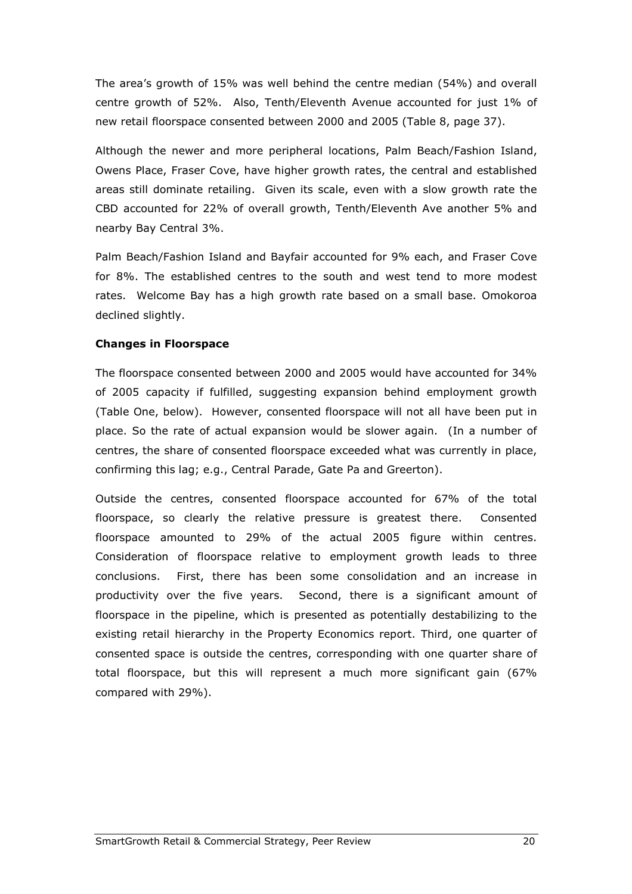The area's growth of 15% was well behind the centre median (54%) and overall centre growth of 52%. Also, Tenth/Eleventh Avenue accounted for just 1% of new retail floorspace consented between 2000 and 2005 (Table 8, page 37).

Although the newer and more peripheral locations, Palm Beach/Fashion Island, Owens Place, Fraser Cove, have higher growth rates, the central and established areas still dominate retailing. Given its scale, even with a slow growth rate the CBD accounted for 22% of overall growth, Tenth/Eleventh Ave another 5% and nearby Bay Central 3%.

Palm Beach/Fashion Island and Bayfair accounted for 9% each, and Fraser Cove for 8%. The established centres to the south and west tend to more modest rates. Welcome Bay has a high growth rate based on a small base. Omokoroa declined slightly.

**Changes in Floorspace**

The floorspace consented between 2000 and 2005 would have accounted for 34% of 2005 capacity if fulfilled, suggesting expansion behind employment growth (Table One, below). However, consented floorspace will not all have been put in place. So the rate of actual expansion would be slower again. (In a number of centres, the share of consented floorspace exceeded what was currently in place, confirming this lag; e.g., Central Parade, Gate Pa and Greerton).

Outside the centres, consented floorspace accounted for 67% of the total floorspace, so clearly the relative pressure is greatest there. Consented floorspace amounted to 29% of the actual 2005 figure within centres. Consideration of floorspace relative to employment growth leads to three conclusions. First, there has been some consolidation and an increase in productivity over the five years. Second, there is a significant amount of floorspace in the pipeline, which is presented as potentially destabilizing to the existing retail hierarchy in the Property Economics report. Third, one quarter of consented space is outside the centres, corresponding with one quarter share of total floorspace, but this will represent a much more significant gain (67% compared with 29%).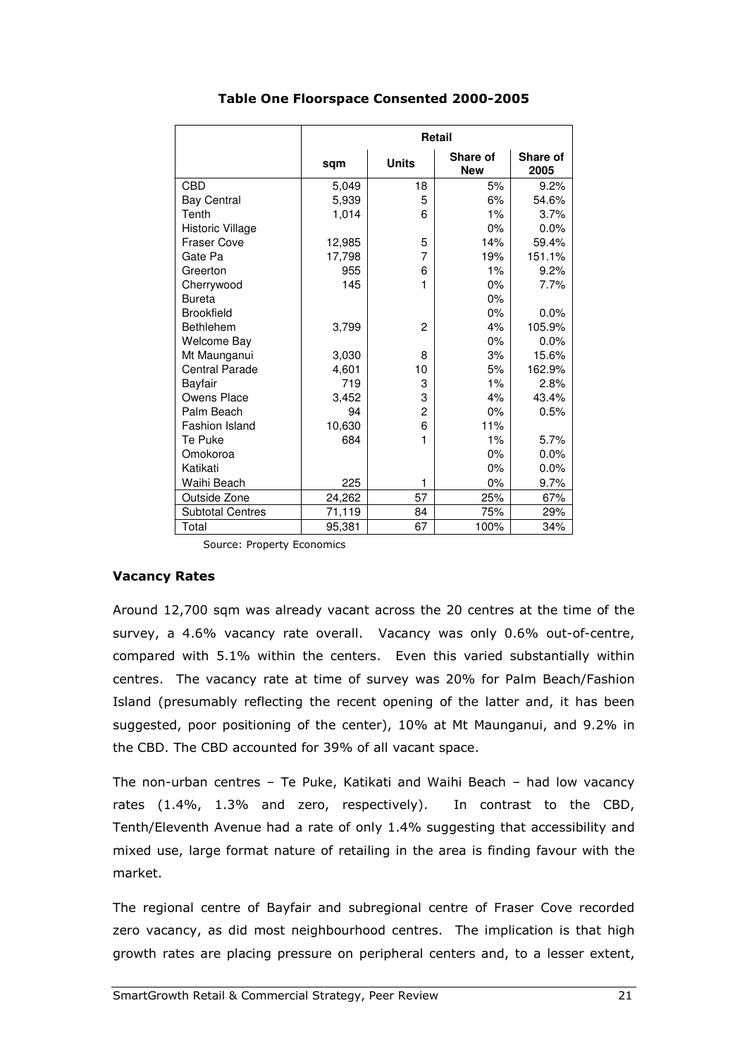**Table One Floorspace Consented 2000-2005**

| | Retail | | | |
|---|---|---|---|---|
| | sqm | Units | Share of New | Share of 2005 |
| CBD | 5,049 | 18 | 5% | 9.2% |
| Bay Central | 5,939 | 5 | 6% | 54.6% |
| Tenth | 1,014 | 6 | 1% | 3.7% |
| Historic Village | | | 0% | 0.0% |
| Fraser Cove | 12,985 | 5 | 14% | 59.4% |
| Gate Pa | 17,798 | 7 | 19% | 151.1% |
| Greerton | 955 | 6 | 1% | 9.2% |
| Cherrywood | 145 | 1 | 0% | 7.7% |
| Bureta | | | 0% | |
| Brookfield | | | 0% | 0.0% |
| Bethlehem | 3,799 | 2 | 4% | 105.9% |
| Welcome Bay | | | 0% | 0.0% |
| Mt Maunganui | 3,030 | 8 | 3% | 15.6% |
| Central Parade | 4,601 | 10 | 5% | 162.9% |
| Bayfair | 719 | 3 | 1% | 2.8% |
| Owens Place | 3,452 | 3 | 4% | 43.4% |
| Palm Beach | 94 | 2 | 0% | 0.5% |
| Fashion Island | 10,630 | 6 | 11% | |
| Te Puke | 684 | 1 | 1% | 5.7% |
| Omokoroa | | | 0% | 0.0% |
| Katikati | | | 0% | 0.0% |
| Waihi Beach | 225 | 1 | 0% | 9.7% |
| Outside Zone | 24,262 | 57 | 25% | 67% |
| Subtotal Centres | 71,119 | 84 | 75% | 29% |
| Total | 95,381 | 67 | 100% | 34% |

Source: Property Economics

### Vacancy Rates

Around 12,700 sqm was already vacant across the 20 centres at the time of the survey, a 4.6% vacancy rate overall. Vacancy was only 0.6% out-of-centre, compared with 5.1% within the centers. Even this varied substantially within centres. The vacancy rate at time of survey was 20% for Palm Beach/Fashion Island (presumably reflecting the recent opening of the latter and, it has been suggested, poor positioning of the center), 10% at Mt Maunganui, and 9.2% in the CBD. The CBD accounted for 39% of all vacant space.

The non-urban centres – Te Puke, Katikati and Waihi Beach – had low vacancy rates (1.4%, 1.3% and zero, respectively). In contrast to the CBD, Tenth/Eleventh Avenue had a rate of only 1.4% suggesting that accessibility and mixed use, large format nature of retailing in the area is finding favour with the market.

The regional centre of Bayfair and subregional centre of Fraser Cove recorded zero vacancy, as did most neighbourhood centres. The implication is that high growth rates are placing pressure on peripheral centers and, to a lesser extent,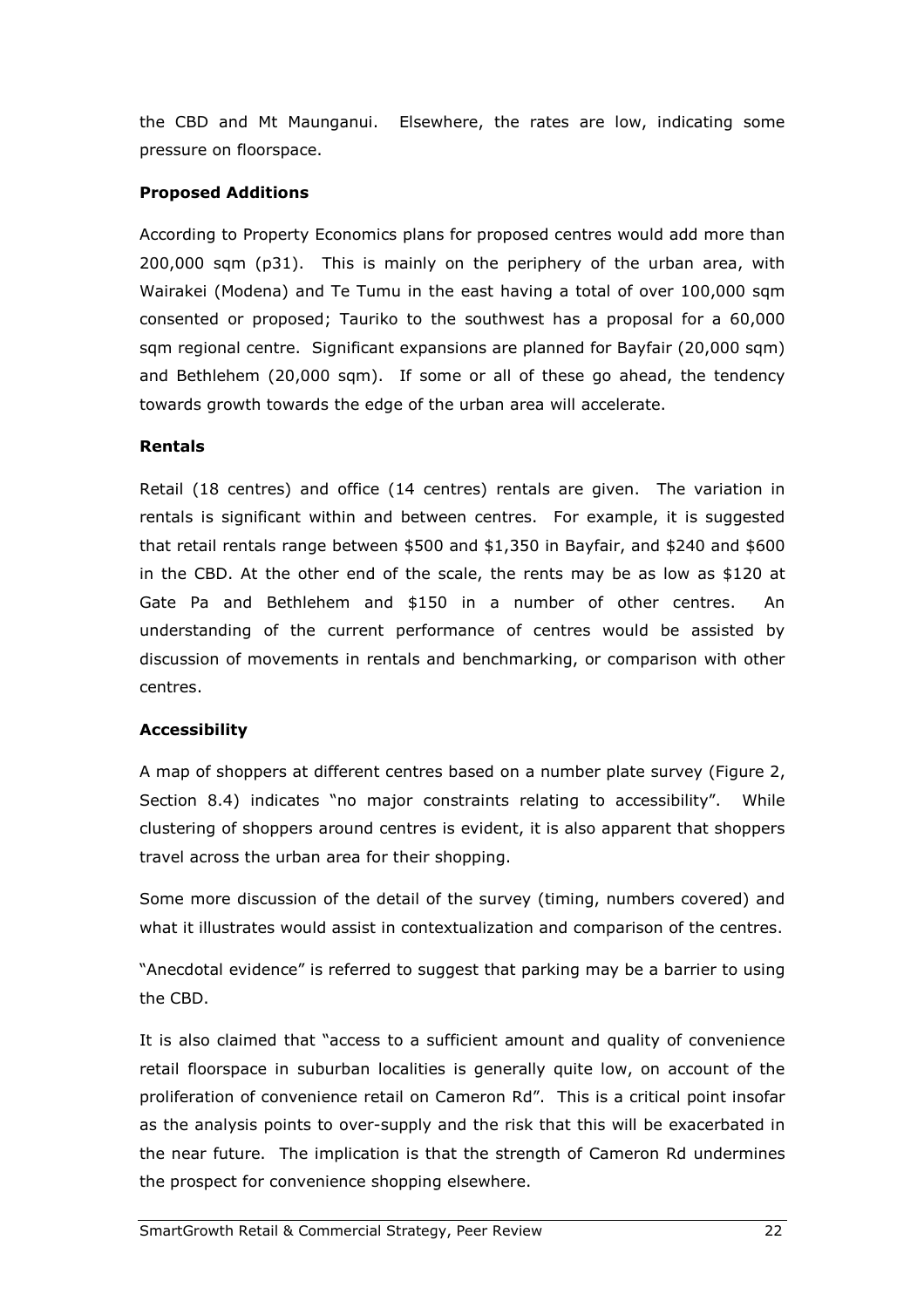the CBD and Mt Maunganui. Elsewhere, the rates are low, indicating some pressure on floorspace.

**Proposed Additions**

According to Property Economics plans for proposed centres would add more than 200,000 sqm (p31). This is mainly on the periphery of the urban area, with Wairakei (Modena) and Te Tumu in the east having a total of over 100,000 sqm consented or proposed; Tauriko to the southwest has a proposal for a 60,000 sqm regional centre. Significant expansions are planned for Bayfair (20,000 sqm) and Bethlehem (20,000 sqm). If some or all of these go ahead, the tendency towards growth towards the edge of the urban area will accelerate.

**Rentals**

Retail (18 centres) and office (14 centres) rentals are given. The variation in rentals is significant within and between centres. For example, it is suggested that retail rentals range between $500 and $1,350 in Bayfair, and $240 and $600 in the CBD. At the other end of the scale, the rents may be as low as $120 at Gate Pa and Bethlehem and $150 in a number of other centres. An understanding of the current performance of centres would be assisted by discussion of movements in rentals and benchmarking, or comparison with other centres.

**Accessibility**

A map of shoppers at different centres based on a number plate survey (Figure 2, Section 8.4) indicates "no major constraints relating to accessibility". While clustering of shoppers around centres is evident, it is also apparent that shoppers travel across the urban area for their shopping.

Some more discussion of the detail of the survey (timing, numbers covered) and what it illustrates would assist in contextualization and comparison of the centres.

"Anecdotal evidence" is referred to suggest that parking may be a barrier to using the CBD.

It is also claimed that "access to a sufficient amount and quality of convenience retail floorspace in suburban localities is generally quite low, on account of the proliferation of convenience retail on Cameron Rd". This is a critical point insofar as the analysis points to over-supply and the risk that this will be exacerbated in the near future. The implication is that the strength of Cameron Rd undermines the prospect for convenience shopping elsewhere.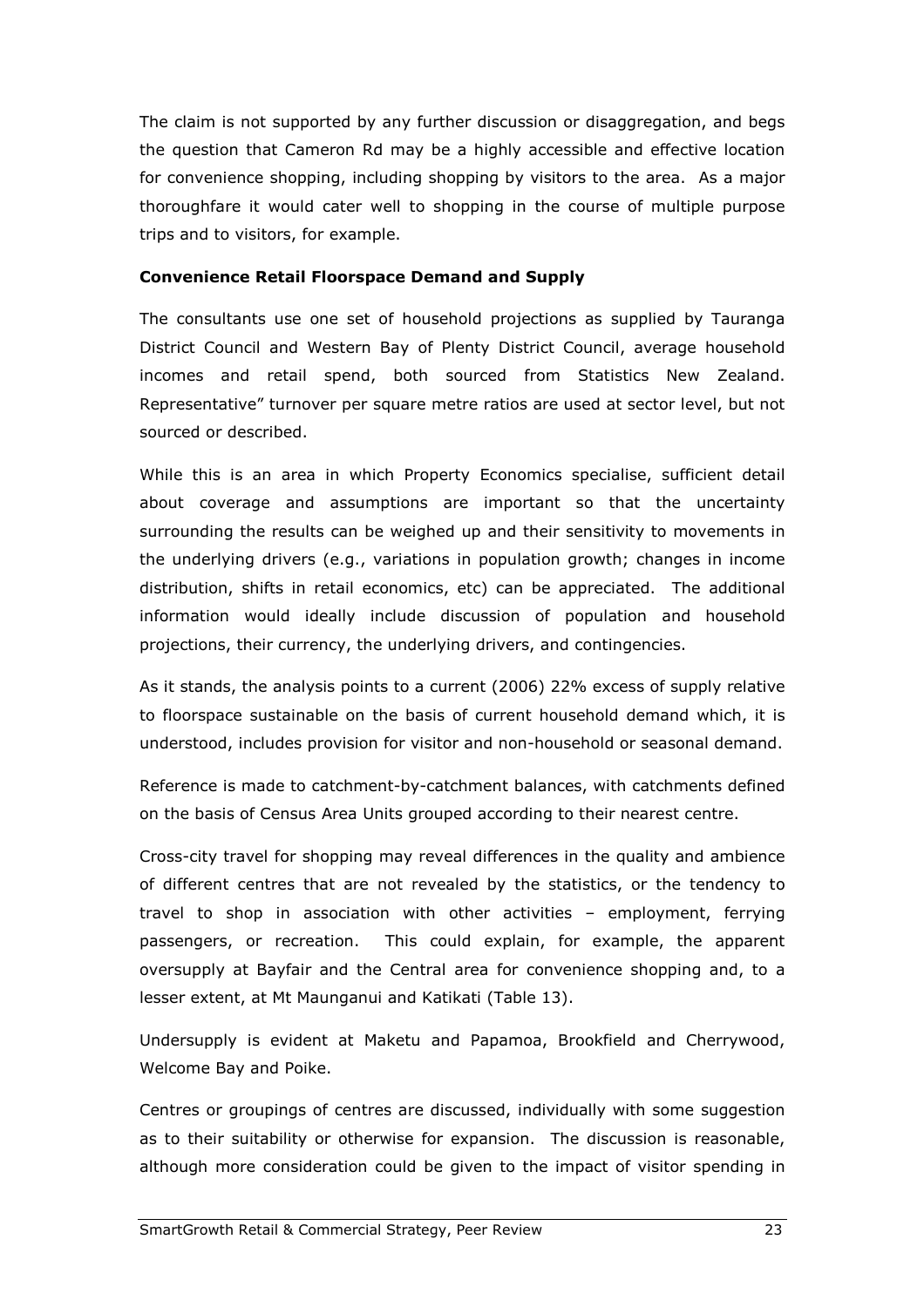The claim is not supported by any further discussion or disaggregation, and begs the question that Cameron Rd may be a highly accessible and effective location for convenience shopping, including shopping by visitors to the area. As a major thoroughfare it would cater well to shopping in the course of multiple purpose trips and to visitors, for example.

**Convenience Retail Floorspace Demand and Supply**

The consultants use one set of household projections as supplied by Tauranga District Council and Western Bay of Plenty District Council, average household incomes and retail spend, both sourced from Statistics New Zealand. Representative" turnover per square metre ratios are used at sector level, but not sourced or described.

While this is an area in which Property Economics specialise, sufficient detail about coverage and assumptions are important so that the uncertainty surrounding the results can be weighed up and their sensitivity to movements in the underlying drivers (e.g., variations in population growth; changes in income distribution, shifts in retail economics, etc) can be appreciated. The additional information would ideally include discussion of population and household projections, their currency, the underlying drivers, and contingencies.

As it stands, the analysis points to a current (2006) 22% excess of supply relative to floorspace sustainable on the basis of current household demand which, it is understood, includes provision for visitor and non-household or seasonal demand.

Reference is made to catchment-by-catchment balances, with catchments defined on the basis of Census Area Units grouped according to their nearest centre.

Cross-city travel for shopping may reveal differences in the quality and ambience of different centres that are not revealed by the statistics, or the tendency to travel to shop in association with other activities – employment, ferrying passengers, or recreation. This could explain, for example, the apparent oversupply at Bayfair and the Central area for convenience shopping and, to a lesser extent, at Mt Maunganui and Katikati (Table 13).

Undersupply is evident at Maketu and Papamoa, Brookfield and Cherrywood, Welcome Bay and Poike.

Centres or groupings of centres are discussed, individually with some suggestion as to their suitability or otherwise for expansion. The discussion is reasonable, although more consideration could be given to the impact of visitor spending in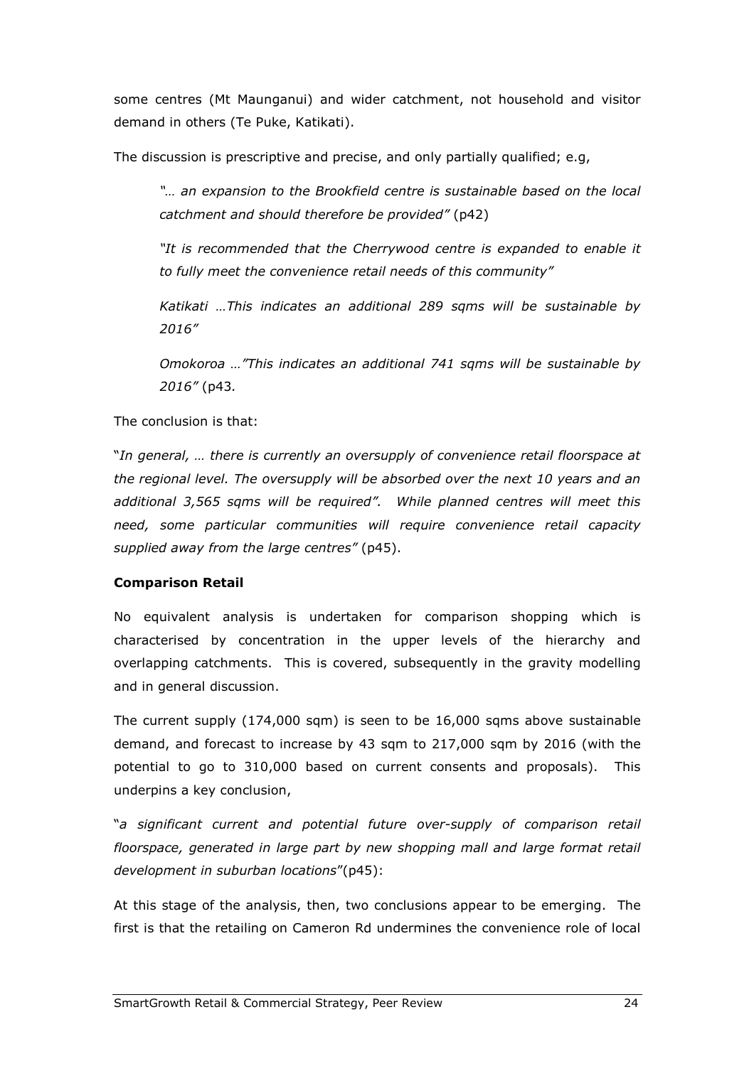some centres (Mt Maunganui) and wider catchment, not household and visitor demand in others (Te Puke, Katikati).

The discussion is prescriptive and precise, and only partially qualified; e.g,

> *"… an expansion to the Brookfield centre is sustainable based on the local catchment and should therefore be provided"* (p42)
>
> *"It is recommended that the Cherrywood centre is expanded to enable it to fully meet the convenience retail needs of this community"*
>
> *Katikati …This indicates an additional 289 sqms will be sustainable by 2016"*
>
> *Omokoroa …"This indicates an additional 741 sqms will be sustainable by 2016"* (p43.

The conclusion is that:

"*In general, … there is currently an oversupply of convenience retail floorspace at the regional level. The oversupply will be absorbed over the next 10 years and an additional 3,565 sqms will be required". While planned centres will meet this need, some particular communities will require convenience retail capacity supplied away from the large centres"* (p45).

**Comparison Retail**

No equivalent analysis is undertaken for comparison shopping which is characterised by concentration in the upper levels of the hierarchy and overlapping catchments. This is covered, subsequently in the gravity modelling and in general discussion.

The current supply (174,000 sqm) is seen to be 16,000 sqms above sustainable demand, and forecast to increase by 43 sqm to 217,000 sqm by 2016 (with the potential to go to 310,000 based on current consents and proposals). This underpins a key conclusion,

"*a significant current and potential future over-supply of comparison retail floorspace, generated in large part by new shopping mall and large format retail development in suburban locations*"(p45):

At this stage of the analysis, then, two conclusions appear to be emerging. The first is that the retailing on Cameron Rd undermines the convenience role of local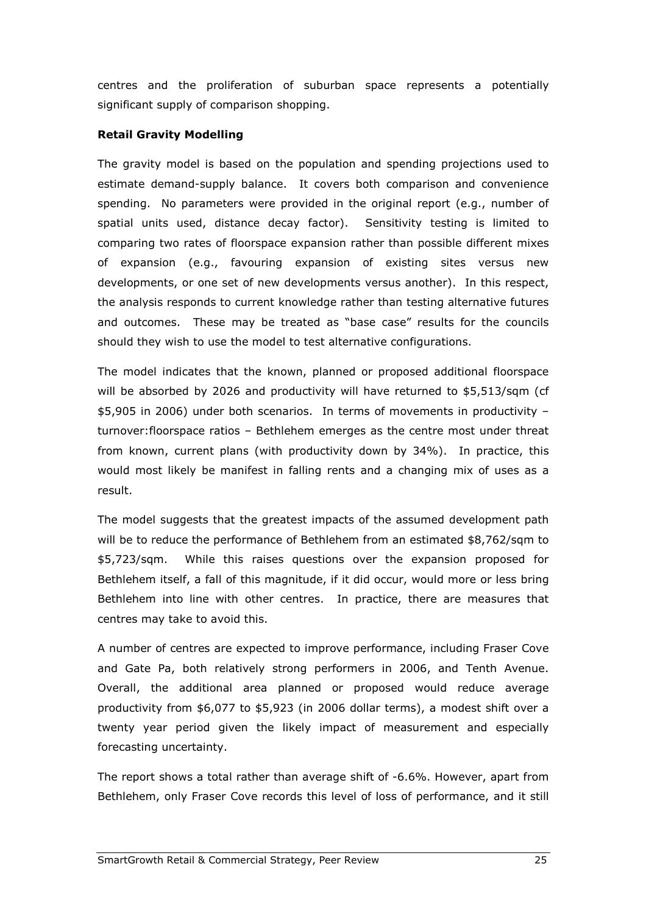centres and the proliferation of suburban space represents a potentially significant supply of comparison shopping.

**Retail Gravity Modelling**

The gravity model is based on the population and spending projections used to estimate demand-supply balance. It covers both comparison and convenience spending. No parameters were provided in the original report (e.g., number of spatial units used, distance decay factor). Sensitivity testing is limited to comparing two rates of floorspace expansion rather than possible different mixes of expansion (e.g., favouring expansion of existing sites versus new developments, or one set of new developments versus another). In this respect, the analysis responds to current knowledge rather than testing alternative futures and outcomes. These may be treated as "base case" results for the councils should they wish to use the model to test alternative configurations.

The model indicates that the known, planned or proposed additional floorspace will be absorbed by 2026 and productivity will have returned to $5,513/sqm (cf $5,905 in 2006) under both scenarios. In terms of movements in productivity – turnover:floorspace ratios – Bethlehem emerges as the centre most under threat from known, current plans (with productivity down by 34%). In practice, this would most likely be manifest in falling rents and a changing mix of uses as a result.

The model suggests that the greatest impacts of the assumed development path will be to reduce the performance of Bethlehem from an estimated $8,762/sqm to $5,723/sqm. While this raises questions over the expansion proposed for Bethlehem itself, a fall of this magnitude, if it did occur, would more or less bring Bethlehem into line with other centres. In practice, there are measures that centres may take to avoid this.

A number of centres are expected to improve performance, including Fraser Cove and Gate Pa, both relatively strong performers in 2006, and Tenth Avenue. Overall, the additional area planned or proposed would reduce average productivity from $6,077 to $5,923 (in 2006 dollar terms), a modest shift over a twenty year period given the likely impact of measurement and especially forecasting uncertainty.

The report shows a total rather than average shift of -6.6%. However, apart from Bethlehem, only Fraser Cove records this level of loss of performance, and it still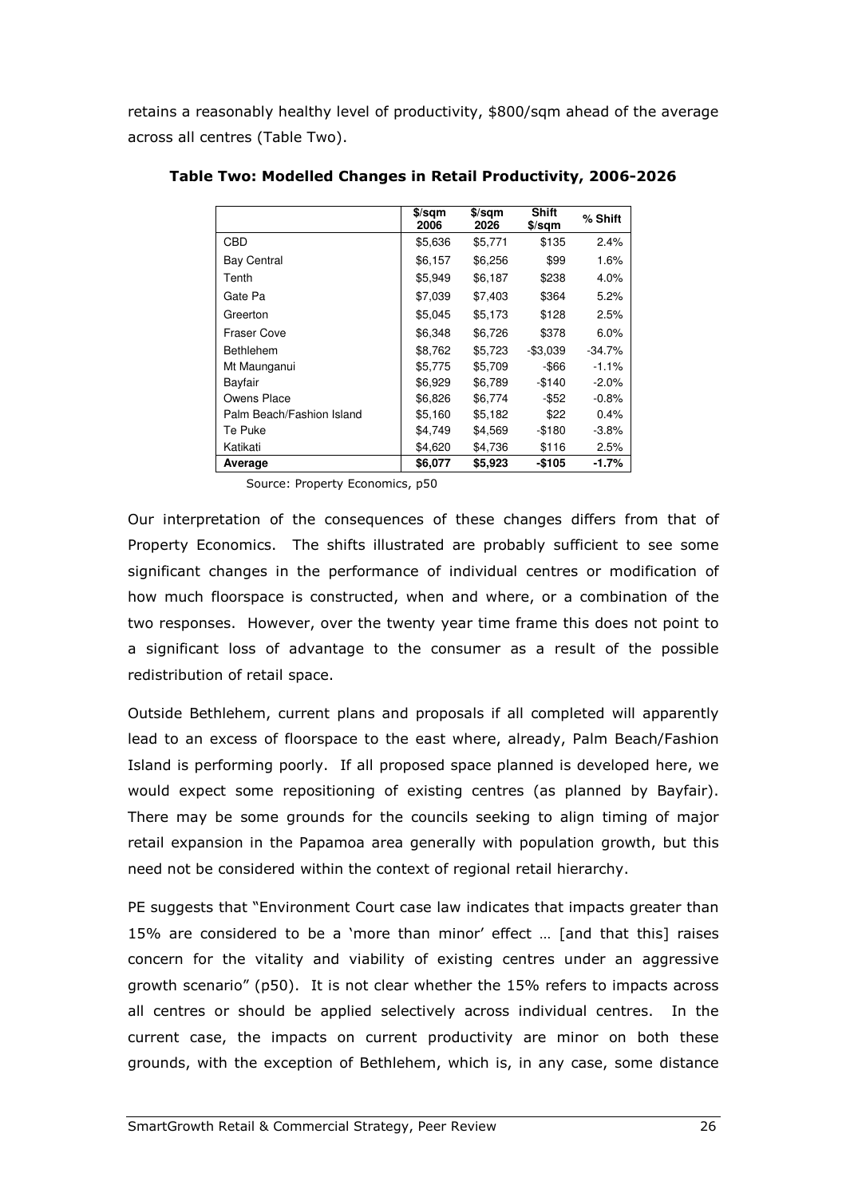retains a reasonably healthy level of productivity, $800/sqm ahead of the average across all centres (Table Two).

**Table Two: Modelled Changes in Retail Productivity, 2006-2026**

| | $/sqm 2006 | $/sqm 2026 | Shift $/sqm | % Shift |
|---|---|---|---|---|
| CBD | $5,636 | $5,771 | $135 | 2.4% |
| Bay Central | $6,157 | $6,256 | $99 | 1.6% |
| Tenth | $5,949 | $6,187 | $238 | 4.0% |
| Gate Pa | $7,039 | $7,403 | $364 | 5.2% |
| Greerton | $5,045 | $5,173 | $128 | 2.5% |
| Fraser Cove | $6,348 | $6,726 | $378 | 6.0% |
| Bethlehem | $8,762 | $5,723 | -$3,039 | -34.7% |
| Mt Maunganui | $5,775 | $5,709 | -$66 | -1.1% |
| Bayfair | $6,929 | $6,789 | -$140 | -2.0% |
| Owens Place | $6,826 | $6,774 | -$52 | -0.8% |
| Palm Beach/Fashion Island | $5,160 | $5,182 | $22 | 0.4% |
| Te Puke | $4,749 | $4,569 | -$180 | -3.8% |
| Katikati | $4,620 | $4,736 | $116 | 2.5% |
| **Average** | **$6,077** | **$5,923** | **-$105** | **-1.7%** |

Source: Property Economics, p50

Our interpretation of the consequences of these changes differs from that of Property Economics. The shifts illustrated are probably sufficient to see some significant changes in the performance of individual centres or modification of how much floorspace is constructed, when and where, or a combination of the two responses. However, over the twenty year time frame this does not point to a significant loss of advantage to the consumer as a result of the possible redistribution of retail space.

Outside Bethlehem, current plans and proposals if all completed will apparently lead to an excess of floorspace to the east where, already, Palm Beach/Fashion Island is performing poorly. If all proposed space planned is developed here, we would expect some repositioning of existing centres (as planned by Bayfair). There may be some grounds for the councils seeking to align timing of major retail expansion in the Papamoa area generally with population growth, but this need not be considered within the context of regional retail hierarchy.

PE suggests that "Environment Court case law indicates that impacts greater than 15% are considered to be a 'more than minor' effect … [and that this] raises concern for the vitality and viability of existing centres under an aggressive growth scenario" (p50). It is not clear whether the 15% refers to impacts across all centres or should be applied selectively across individual centres. In the current case, the impacts on current productivity are minor on both these grounds, with the exception of Bethlehem, which is, in any case, some distance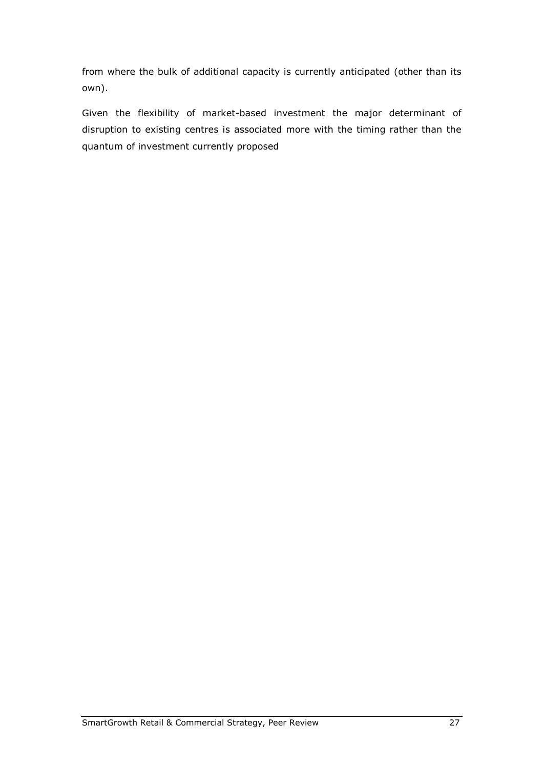from where the bulk of additional capacity is currently anticipated (other than its own).

Given the flexibility of market-based investment the major determinant of disruption to existing centres is associated more with the timing rather than the quantum of investment currently proposed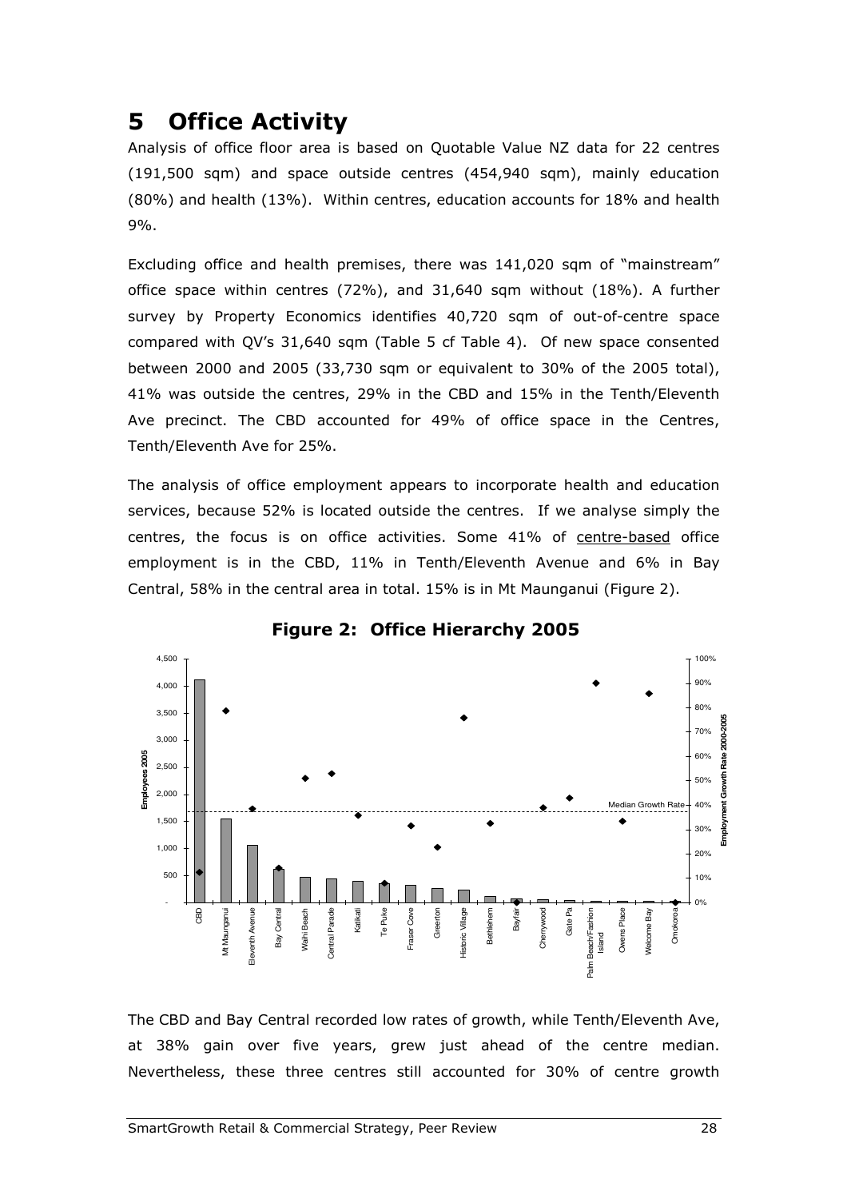# 5 Office Activity

Analysis of office floor area is based on Quotable Value NZ data for 22 centres (191,500 sqm) and space outside centres (454,940 sqm), mainly education (80%) and health (13%). Within centres, education accounts for 18% and health 9%.

Excluding office and health premises, there was 141,020 sqm of "mainstream" office space within centres (72%), and 31,640 sqm without (18%). A further survey by Property Economics identifies 40,720 sqm of out-of-centre space compared with QV's 31,640 sqm (Table 5 cf Table 4). Of new space consented between 2000 and 2005 (33,730 sqm or equivalent to 30% of the 2005 total), 41% was outside the centres, 29% in the CBD and 15% in the Tenth/Eleventh Ave precinct. The CBD accounted for 49% of office space in the Centres, Tenth/Eleventh Ave for 25%.

The analysis of office employment appears to incorporate health and education services, because 52% is located outside the centres. If we analyse simply the centres, the focus is on office activities. Some 41% of centre-based office employment is in the CBD, 11% in Tenth/Eleventh Avenue and 6% in Bay Central, 58% in the central area in total. 15% is in Mt Maunganui (Figure 2).

**Figure 2: Office Hierarchy 2005**

The CBD and Bay Central recorded low rates of growth, while Tenth/Eleventh Ave, at 38% gain over five years, grew just ahead of the centre median. Nevertheless, these three centres still accounted for 30% of centre growth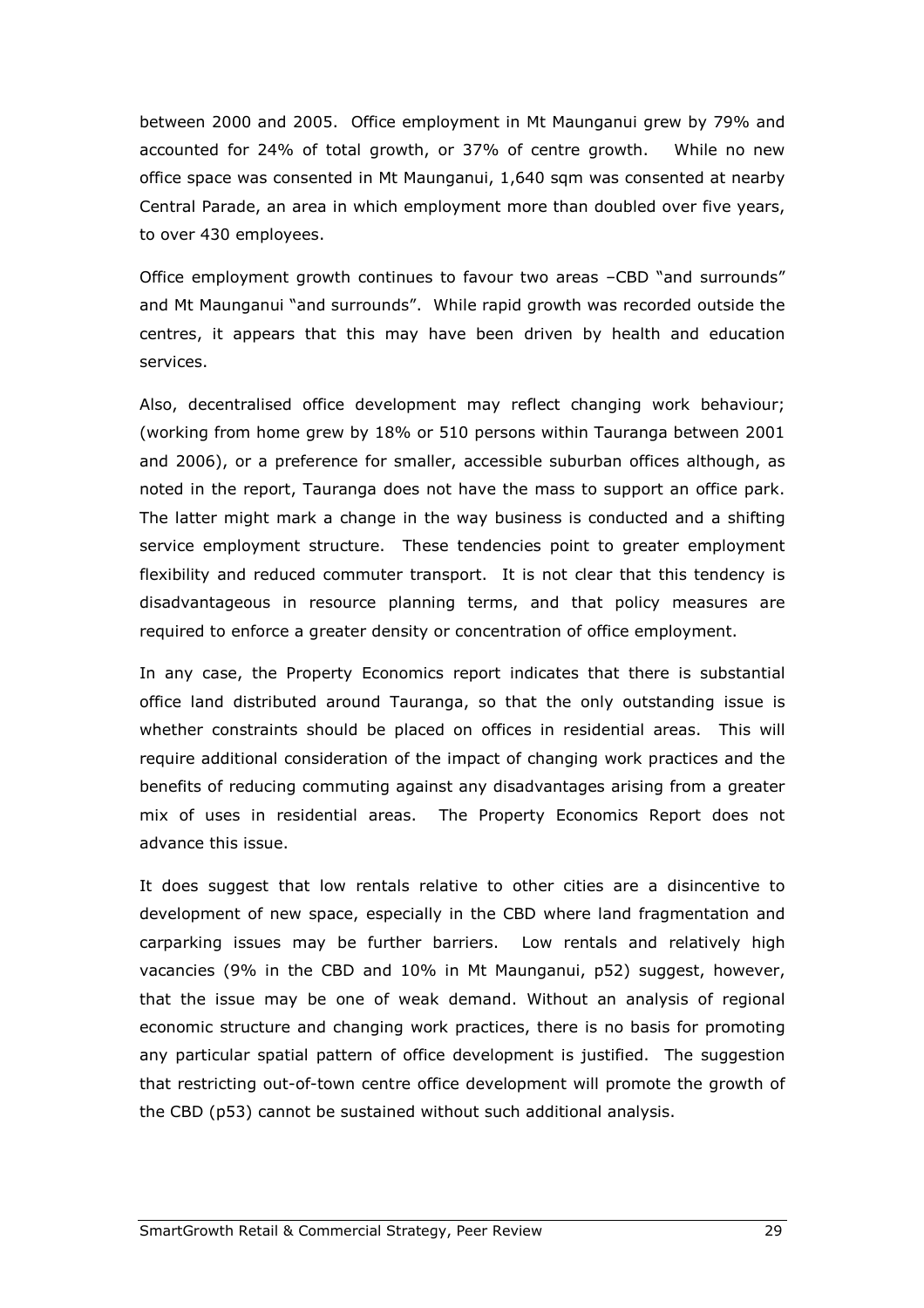between 2000 and 2005. Office employment in Mt Maunganui grew by 79% and accounted for 24% of total growth, or 37% of centre growth. While no new office space was consented in Mt Maunganui, 1,640 sqm was consented at nearby Central Parade, an area in which employment more than doubled over five years, to over 430 employees.

Office employment growth continues to favour two areas –CBD "and surrounds" and Mt Maunganui "and surrounds". While rapid growth was recorded outside the centres, it appears that this may have been driven by health and education services.

Also, decentralised office development may reflect changing work behaviour; (working from home grew by 18% or 510 persons within Tauranga between 2001 and 2006), or a preference for smaller, accessible suburban offices although, as noted in the report, Tauranga does not have the mass to support an office park. The latter might mark a change in the way business is conducted and a shifting service employment structure. These tendencies point to greater employment flexibility and reduced commuter transport. It is not clear that this tendency is disadvantageous in resource planning terms, and that policy measures are required to enforce a greater density or concentration of office employment.

In any case, the Property Economics report indicates that there is substantial office land distributed around Tauranga, so that the only outstanding issue is whether constraints should be placed on offices in residential areas. This will require additional consideration of the impact of changing work practices and the benefits of reducing commuting against any disadvantages arising from a greater mix of uses in residential areas. The Property Economics Report does not advance this issue.

It does suggest that low rentals relative to other cities are a disincentive to development of new space, especially in the CBD where land fragmentation and carparking issues may be further barriers. Low rentals and relatively high vacancies (9% in the CBD and 10% in Mt Maunganui, p52) suggest, however, that the issue may be one of weak demand. Without an analysis of regional economic structure and changing work practices, there is no basis for promoting any particular spatial pattern of office development is justified. The suggestion that restricting out-of-town centre office development will promote the growth of the CBD (p53) cannot be sustained without such additional analysis.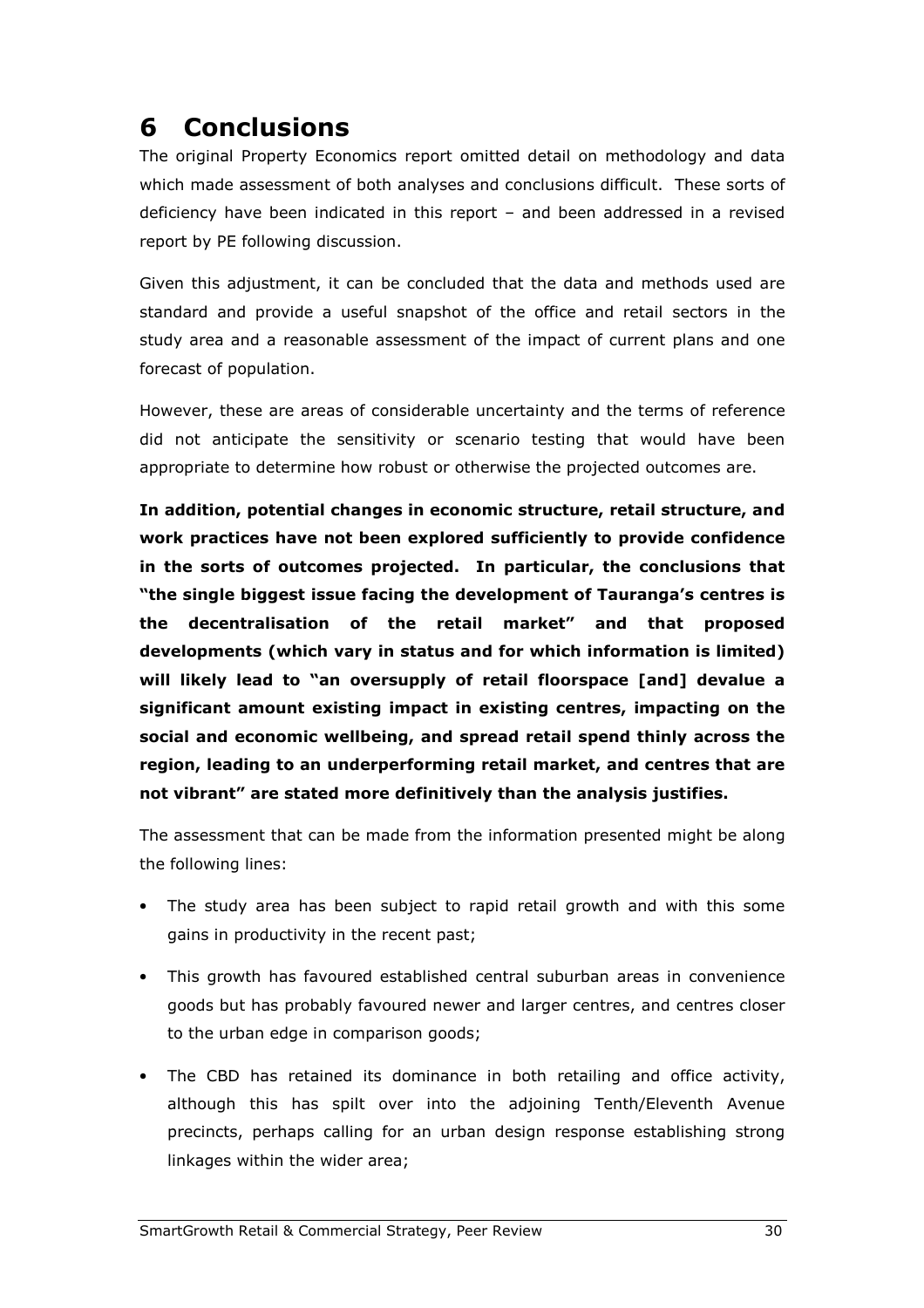# 6 Conclusions

The original Property Economics report omitted detail on methodology and data which made assessment of both analyses and conclusions difficult. These sorts of deficiency have been indicated in this report – and been addressed in a revised report by PE following discussion.

Given this adjustment, it can be concluded that the data and methods used are standard and provide a useful snapshot of the office and retail sectors in the study area and a reasonable assessment of the impact of current plans and one forecast of population.

However, these are areas of considerable uncertainty and the terms of reference did not anticipate the sensitivity or scenario testing that would have been appropriate to determine how robust or otherwise the projected outcomes are.

**In addition, potential changes in economic structure, retail structure, and work practices have not been explored sufficiently to provide confidence in the sorts of outcomes projected. In particular, the conclusions that "the single biggest issue facing the development of Tauranga's centres is the decentralisation of the retail market" and that proposed developments (which vary in status and for which information is limited) will likely lead to "an oversupply of retail floorspace [and] devalue a significant amount existing impact in existing centres, impacting on the social and economic wellbeing, and spread retail spend thinly across the region, leading to an underperforming retail market, and centres that are not vibrant" are stated more definitively than the analysis justifies.**

The assessment that can be made from the information presented might be along the following lines:

- The study area has been subject to rapid retail growth and with this some gains in productivity in the recent past;
- This growth has favoured established central suburban areas in convenience goods but has probably favoured newer and larger centres, and centres closer to the urban edge in comparison goods;
- The CBD has retained its dominance in both retailing and office activity, although this has spilt over into the adjoining Tenth/Eleventh Avenue precincts, perhaps calling for an urban design response establishing strong linkages within the wider area;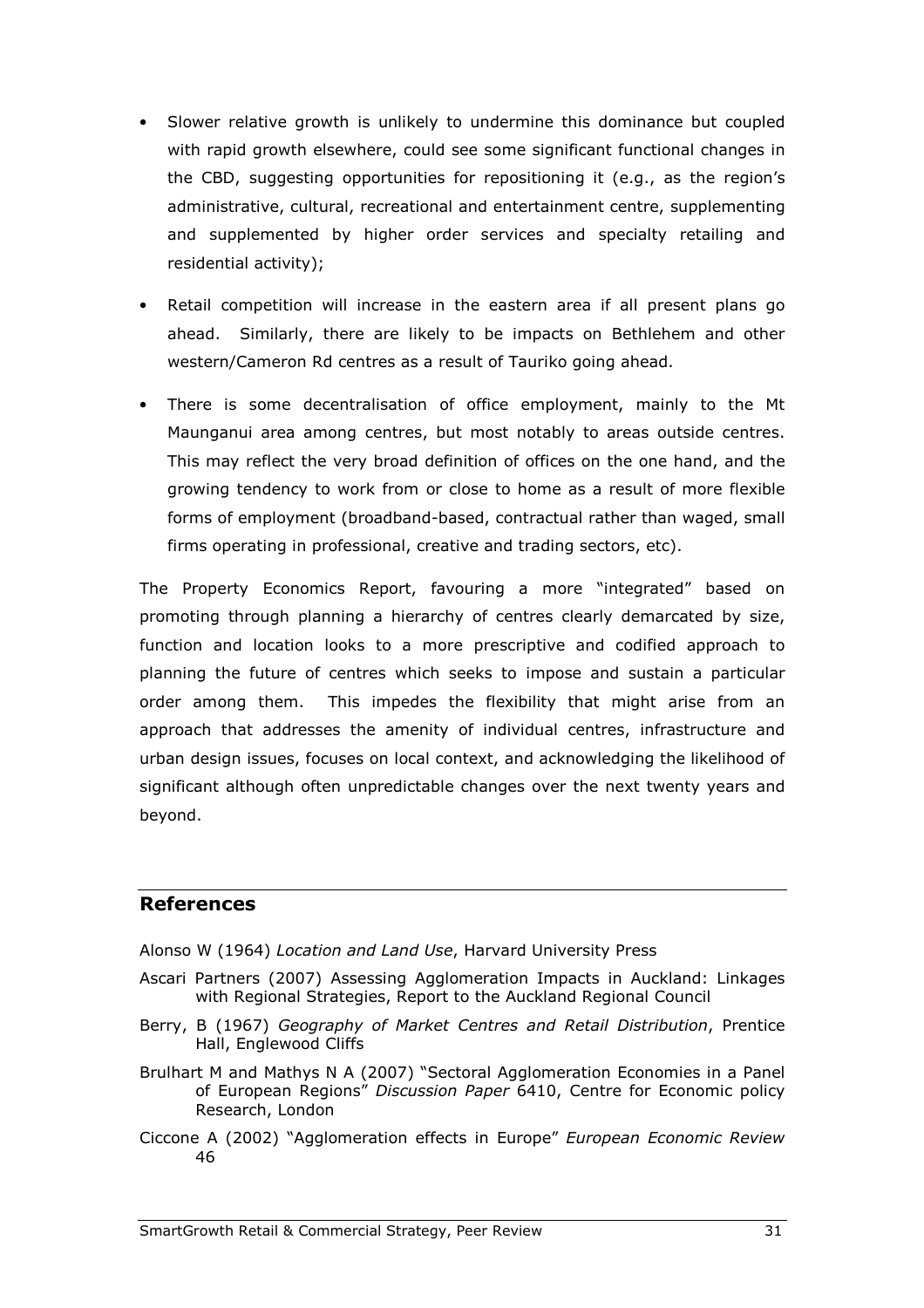- Slower relative growth is unlikely to undermine this dominance but coupled with rapid growth elsewhere, could see some significant functional changes in the CBD, suggesting opportunities for repositioning it (e.g., as the region's administrative, cultural, recreational and entertainment centre, supplementing and supplemented by higher order services and specialty retailing and residential activity);
- Retail competition will increase in the eastern area if all present plans go ahead. Similarly, there are likely to be impacts on Bethlehem and other western/Cameron Rd centres as a result of Tauriko going ahead.
- There is some decentralisation of office employment, mainly to the Mt Maunganui area among centres, but most notably to areas outside centres. This may reflect the very broad definition of offices on the one hand, and the growing tendency to work from or close to home as a result of more flexible forms of employment (broadband-based, contractual rather than waged, small firms operating in professional, creative and trading sectors, etc).

The Property Economics Report, favouring a more "integrated" based on promoting through planning a hierarchy of centres clearly demarcated by size, function and location looks to a more prescriptive and codified approach to planning the future of centres which seeks to impose and sustain a particular order among them. This impedes the flexibility that might arise from an approach that addresses the amenity of individual centres, infrastructure and urban design issues, focuses on local context, and acknowledging the likelihood of significant although often unpredictable changes over the next twenty years and beyond.

## References

Alonso W (1964) *Location and Land Use*, Harvard University Press

Ascari Partners (2007) Assessing Agglomeration Impacts in Auckland: Linkages with Regional Strategies, Report to the Auckland Regional Council

Berry, B (1967) *Geography of Market Centres and Retail Distribution*, Prentice Hall, Englewood Cliffs

Brulhart M and Mathys N A (2007) "Sectoral Agglomeration Economies in a Panel of European Regions" *Discussion Paper* 6410, Centre for Economic policy Research, London

Ciccone A (2002) "Agglomeration effects in Europe" *European Economic Review* 46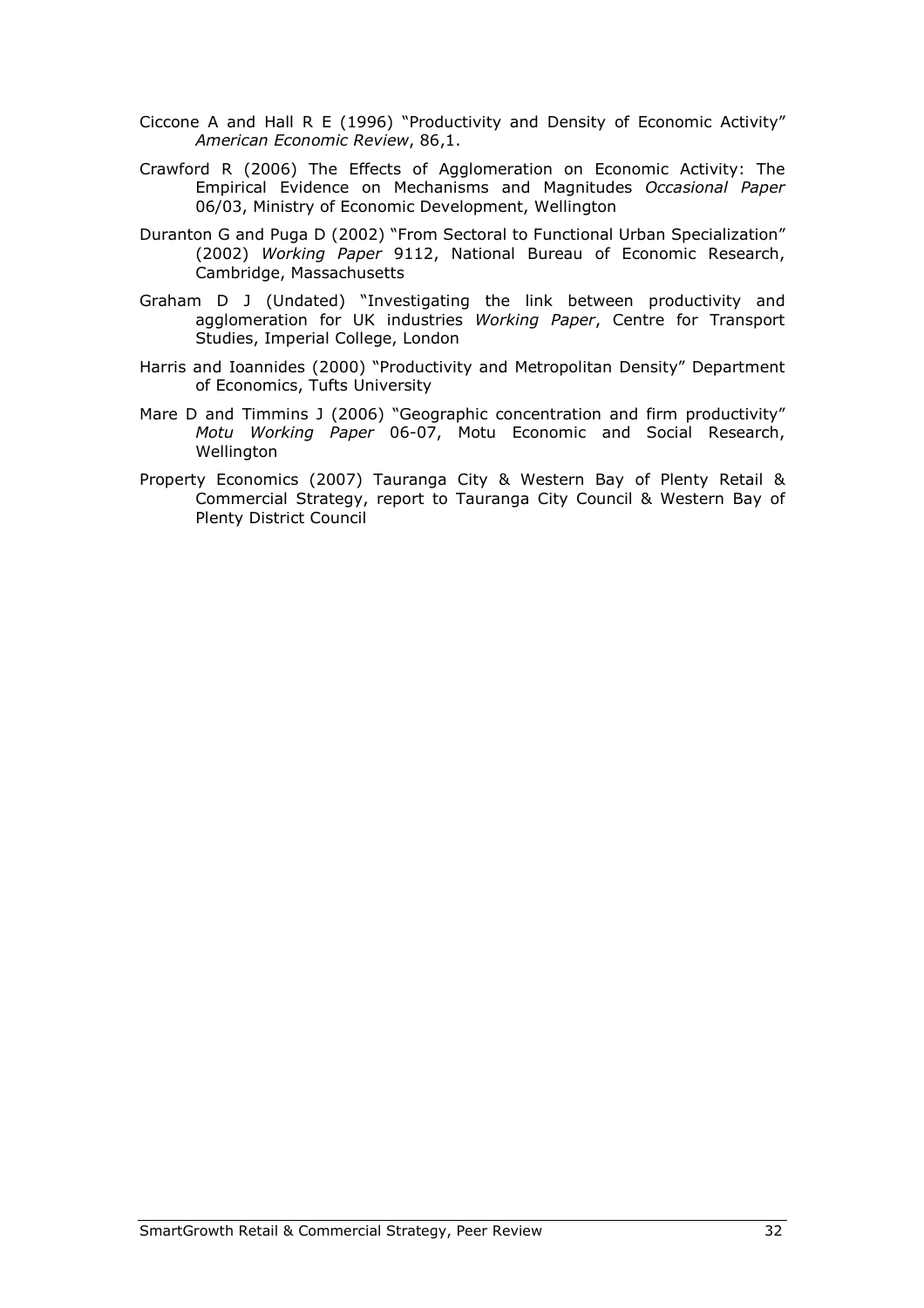Ciccone A and Hall R E (1996) "Productivity and Density of Economic Activity" *American Economic Review*, 86,1.

Crawford R (2006) The Effects of Agglomeration on Economic Activity: The Empirical Evidence on Mechanisms and Magnitudes *Occasional Paper* 06/03, Ministry of Economic Development, Wellington

Duranton G and Puga D (2002) "From Sectoral to Functional Urban Specialization" (2002) *Working Paper* 9112, National Bureau of Economic Research, Cambridge, Massachusetts

Graham D J (Undated) "Investigating the link between productivity and agglomeration for UK industries *Working Paper*, Centre for Transport Studies, Imperial College, London

Harris and Ioannides (2000) "Productivity and Metropolitan Density" Department of Economics, Tufts University

Mare D and Timmins J (2006) "Geographic concentration and firm productivity" *Motu Working Paper* 06-07, Motu Economic and Social Research, Wellington

Property Economics (2007) Tauranga City & Western Bay of Plenty Retail & Commercial Strategy, report to Tauranga City Council & Western Bay of Plenty District Council